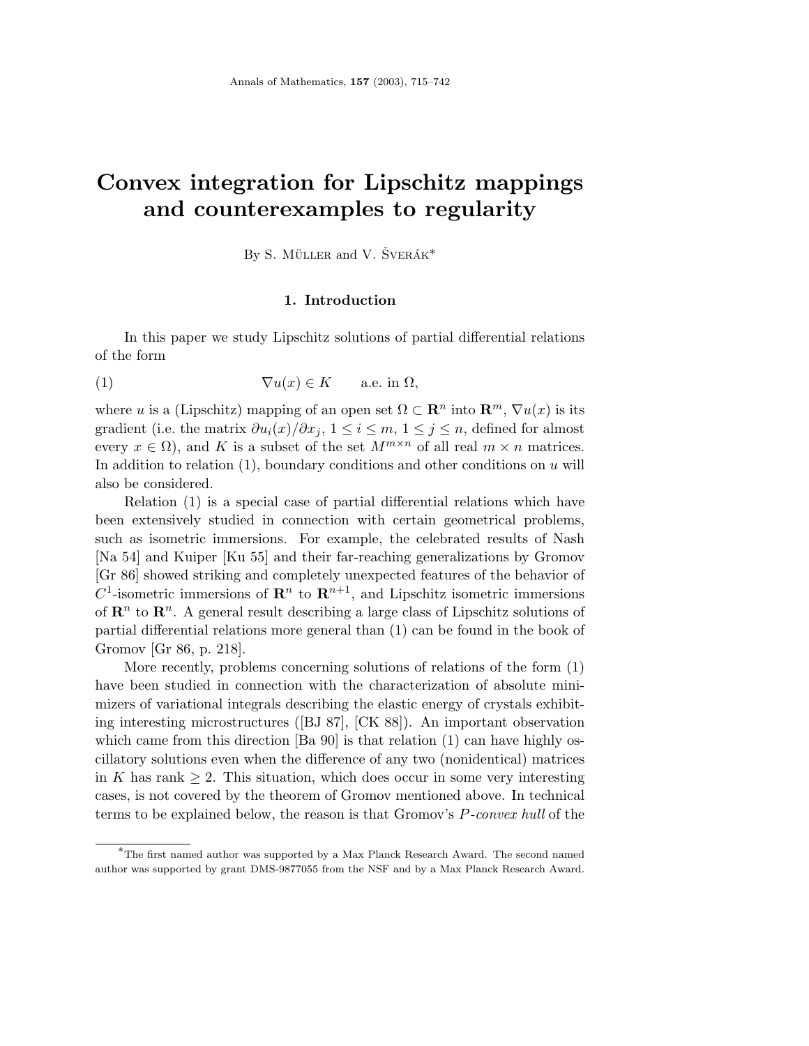# Convex integration for Lipschitz mappings and counterexamples to regularity

By S. Müller and V. Šverák*

## 1. Introduction

In this paper we study Lipschitz solutions of partial differential relations of the form

$$\nabla u(x) \in K \qquad \text{a.e. in } \Omega, \tag{1}$$

where $u$ is a (Lipschitz) mapping of an open set $\Omega \subset \mathbf{R}^n$ into $\mathbf{R}^m$, $\nabla u(x)$ is its gradient (i.e. the matrix $\partial u_i(x)/\partial x_j$, $1 \le i \le m$, $1 \le j \le n$, defined for almost every $x \in \Omega$), and $K$ is a subset of the set $M^{m\times n}$ of all real $m \times n$ matrices. In addition to relation (1), boundary conditions and other conditions on $u$ will also be considered.

Relation (1) is a special case of partial differential relations which have been extensively studied in connection with certain geometrical problems, such as isometric immersions. For example, the celebrated results of Nash [Na 54] and Kuiper [Ku 55] and their far-reaching generalizations by Gromov [Gr 86] showed striking and completely unexpected features of the behavior of $C^1$-isometric immersions of $\mathbf{R}^n$ to $\mathbf{R}^{n+1}$, and Lipschitz isometric immersions of $\mathbf{R}^n$ to $\mathbf{R}^n$. A general result describing a large class of Lipschitz solutions of partial differential relations more general than (1) can be found in the book of Gromov [Gr 86, p. 218].

More recently, problems concerning solutions of relations of the form (1) have been studied in connection with the characterization of absolute minimizers of variational integrals describing the elastic energy of crystals exhibiting interesting microstructures ([BJ 87], [CK 88]). An important observation which came from this direction [Ba 90] is that relation (1) can have highly oscillatory solutions even when the difference of any two (nonidentical) matrices in $K$ has rank $\ge 2$. This situation, which does occur in some very interesting cases, is not covered by the theorem of Gromov mentioned above. In technical terms to be explained below, the reason is that Gromov's *P-convex hull* of the

*The first named author was supported by a Max Planck Research Award. The second named author was supported by grant DMS-9877055 from the NSF and by a Max Planck Research Award.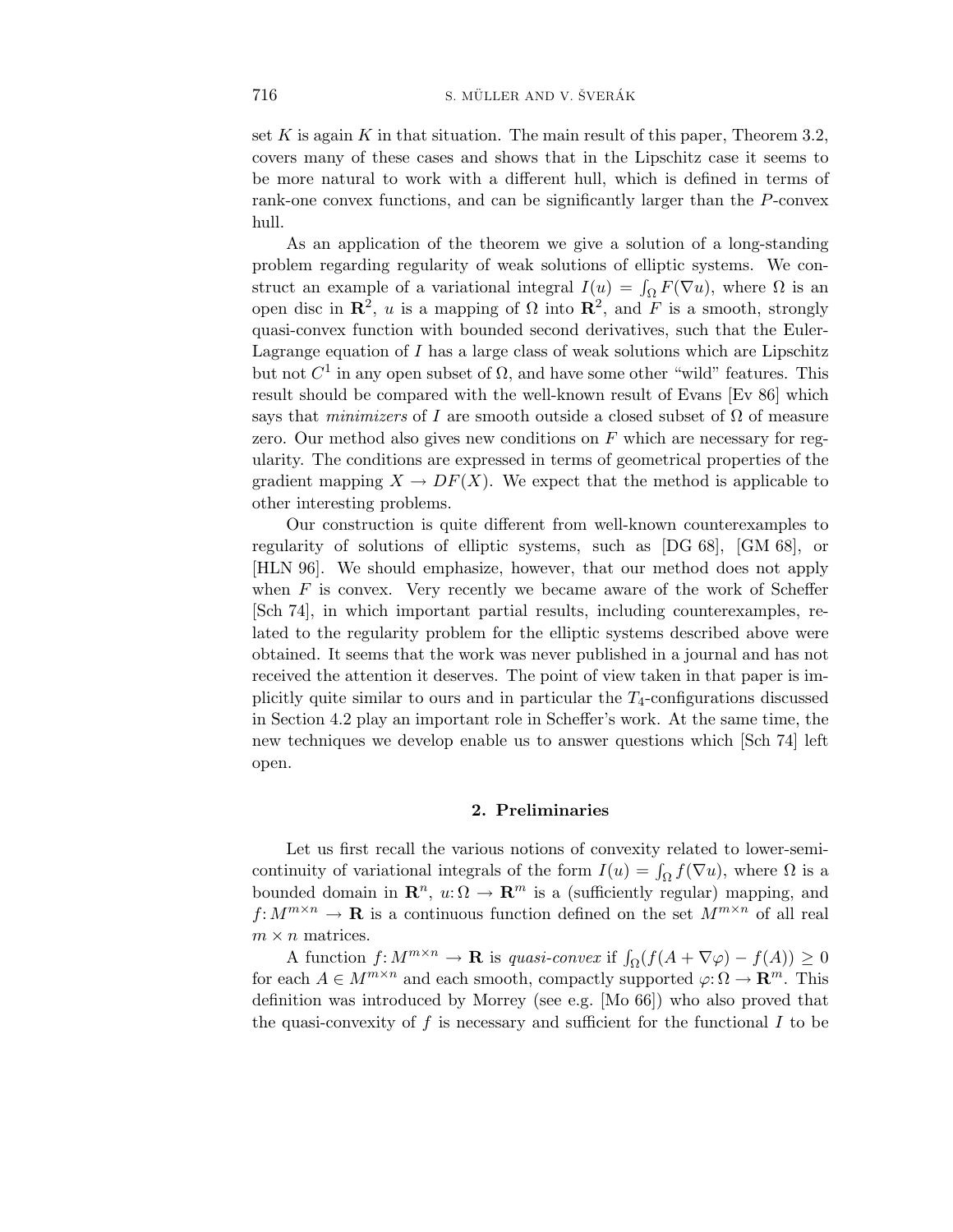set $K$ is again $K$ in that situation. The main result of this paper, Theorem 3.2, covers many of these cases and shows that in the Lipschitz case it seems to be more natural to work with a different hull, which is defined in terms of rank-one convex functions, and can be significantly larger than the $P$-convex hull.

As an application of the theorem we give a solution of a long-standing problem regarding regularity of weak solutions of elliptic systems. We construct an example of a variational integral $I(u) = \int_\Omega F(\nabla u)$, where $\Omega$ is an open disc in $\mathbf{R}^2$, $u$ is a mapping of $\Omega$ into $\mathbf{R}^2$, and $F$ is a smooth, strongly quasi-convex function with bounded second derivatives, such that the Euler-Lagrange equation of $I$ has a large class of weak solutions which are Lipschitz but not $C^1$ in any open subset of $\Omega$, and have some other "wild" features. This result should be compared with the well-known result of Evans [Ev 86] which says that *minimizers* of $I$ are smooth outside a closed subset of $\Omega$ of measure zero. Our method also gives new conditions on $F$ which are necessary for regularity. The conditions are expressed in terms of geometrical properties of the gradient mapping $X \to DF(X)$. We expect that the method is applicable to other interesting problems.

Our construction is quite different from well-known counterexamples to regularity of solutions of elliptic systems, such as [DG 68], [GM 68], or [HLN 96]. We should emphasize, however, that our method does not apply when $F$ is convex. Very recently we became aware of the work of Scheffer [Sch 74], in which important partial results, including counterexamples, related to the regularity problem for the elliptic systems described above were obtained. It seems that the work was never published in a journal and has not received the attention it deserves. The point of view taken in that paper is implicitly quite similar to ours and in particular the $T_4$-configurations discussed in Section 4.2 play an important role in Scheffer's work. At the same time, the new techniques we develop enable us to answer questions which [Sch 74] left open.

## 2. Preliminaries

Let us first recall the various notions of convexity related to lower-semicontinuity of variational integrals of the form $I(u) = \int_\Omega f(\nabla u)$, where $\Omega$ is a bounded domain in $\mathbf{R}^n$, $u: \Omega \to \mathbf{R}^m$ is a (sufficiently regular) mapping, and $f: M^{m\times n} \to \mathbf{R}$ is a continuous function defined on the set $M^{m\times n}$ of all real $m \times n$ matrices.

A function $f: M^{m\times n} \to \mathbf{R}$ is *quasi-convex* if $\int_\Omega (f(A + \nabla\varphi) - f(A)) \geq 0$ for each $A \in M^{m\times n}$ and each smooth, compactly supported $\varphi: \Omega \to \mathbf{R}^m$. This definition was introduced by Morrey (see e.g. [Mo 66]) who also proved that the quasi-convexity of $f$ is necessary and sufficient for the functional $I$ to be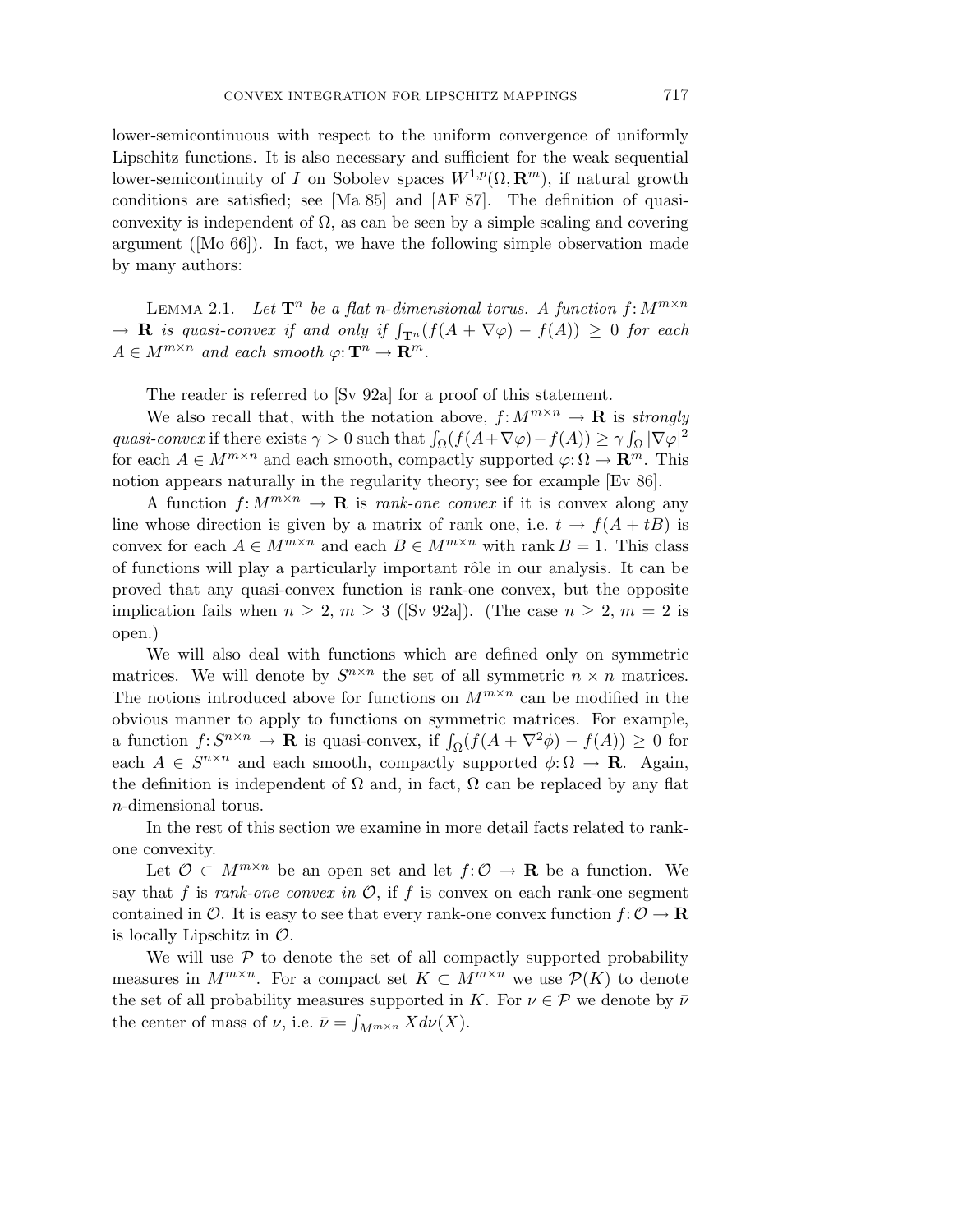lower-semicontinuous with respect to the uniform convergence of uniformly Lipschitz functions. It is also necessary and sufficient for the weak sequential lower-semicontinuity of $I$ on Sobolev spaces $W^{1,p}(\Omega, \mathbf{R}^m)$, if natural growth conditions are satisfied; see [Ma 85] and [AF 87]. The definition of quasi-convexity is independent of $\Omega$, as can be seen by a simple scaling and covering argument ([Mo 66]). In fact, we have the following simple observation made by many authors:

Lemma 2.1. *Let $\mathbf{T}^n$ be a flat $n$-dimensional torus. A function $f: M^{m\times n} \to \mathbf{R}$ is quasi-convex if and only if $\int_{\mathbf{T}^n}(f(A + \nabla\varphi) - f(A)) \geq 0$ for each $A \in M^{m\times n}$ and each smooth $\varphi: \mathbf{T}^n \to \mathbf{R}^m$.*

The reader is referred to [Sv 92a] for a proof of this statement.

We also recall that, with the notation above, $f: M^{m\times n} \to \mathbf{R}$ is *strongly quasi-convex* if there exists $\gamma > 0$ such that $\int_\Omega (f(A+\nabla\varphi) - f(A)) \geq \gamma \int_\Omega |\nabla\varphi|^2$ for each $A \in M^{m\times n}$ and each smooth, compactly supported $\varphi: \Omega \to \mathbf{R}^m$. This notion appears naturally in the regularity theory; see for example [Ev 86].

A function $f: M^{m\times n} \to \mathbf{R}$ is *rank-one convex* if it is convex along any line whose direction is given by a matrix of rank one, i.e. $t \to f(A + tB)$ is convex for each $A \in M^{m\times n}$ and each $B \in M^{m\times n}$ with $\operatorname{rank} B = 1$. This class of functions will play a particularly important rôle in our analysis. It can be proved that any quasi-convex function is rank-one convex, but the opposite implication fails when $n \geq 2$, $m \geq 3$ ([Sv 92a]). (The case $n \geq 2$, $m = 2$ is open.)

We will also deal with functions which are defined only on symmetric matrices. We will denote by $S^{n\times n}$ the set of all symmetric $n \times n$ matrices. The notions introduced above for functions on $M^{m\times n}$ can be modified in the obvious manner to apply to functions on symmetric matrices. For example, a function $f: S^{n\times n} \to \mathbf{R}$ is quasi-convex, if $\int_\Omega (f(A + \nabla^2\phi) - f(A)) \geq 0$ for each $A \in S^{n\times n}$ and each smooth, compactly supported $\phi: \Omega \to \mathbf{R}$. Again, the definition is independent of $\Omega$ and, in fact, $\Omega$ can be replaced by any flat $n$-dimensional torus.

In the rest of this section we examine in more detail facts related to rank-one convexity.

Let $\mathcal{O} \subset M^{m\times n}$ be an open set and let $f: \mathcal{O} \to \mathbf{R}$ be a function. We say that $f$ is *rank-one convex in* $\mathcal{O}$, if $f$ is convex on each rank-one segment contained in $\mathcal{O}$. It is easy to see that every rank-one convex function $f: \mathcal{O} \to \mathbf{R}$ is locally Lipschitz in $\mathcal{O}$.

We will use $\mathcal{P}$ to denote the set of all compactly supported probability measures in $M^{m\times n}$. For a compact set $K \subset M^{m\times n}$ we use $\mathcal{P}(K)$ to denote the set of all probability measures supported in $K$. For $\nu \in \mathcal{P}$ we denote by $\bar{\nu}$ the center of mass of $\nu$, i.e. $\bar{\nu} = \int_{M^{m\times n}} X d\nu(X)$.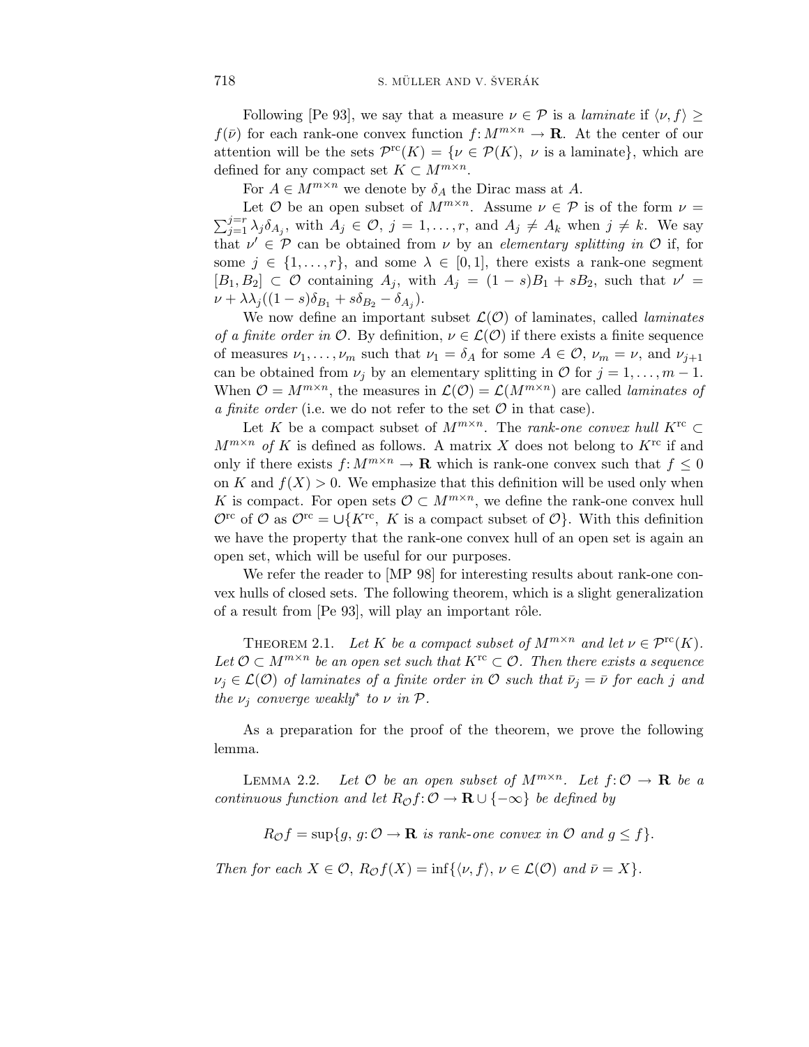Following [Pe 93], we say that a measure $\nu \in \mathcal{P}$ is a *laminate* if $\langle \nu, f \rangle \geq f(\bar{\nu})$ for each rank-one convex function $f: M^{m\times n} \to \mathbf{R}$. At the center of our attention will be the sets $\mathcal{P}^{\mathrm{rc}}(K) = \{\nu \in \mathcal{P}(K),\ \nu \text{ is a laminate}\}$, which are defined for any compact set $K \subset M^{m\times n}$.

For $A \in M^{m\times n}$ we denote by $\delta_A$ the Dirac mass at $A$.

Let $\mathcal{O}$ be an open subset of $M^{m\times n}$. Assume $\nu \in \mathcal{P}$ is of the form $\nu = \sum_{j=1}^{j=r} \lambda_j \delta_{A_j}$, with $A_j \in \mathcal{O}$, $j = 1, \ldots, r$, and $A_j \neq A_k$ when $j \neq k$. We say that $\nu' \in \mathcal{P}$ can be obtained from $\nu$ by an *elementary splitting in* $\mathcal{O}$ if, for some $j \in \{1, \ldots, r\}$, and some $\lambda \in [0, 1]$, there exists a rank-one segment $[B_1, B_2] \subset \mathcal{O}$ containing $A_j$, with $A_j = (1-s)B_1 + sB_2$, such that $\nu' = \nu + \lambda\lambda_j((1-s)\delta_{B_1} + s\delta_{B_2} - \delta_{A_j})$.

We now define an important subset $\mathcal{L}(\mathcal{O})$ of laminates, called *laminates of a finite order in* $\mathcal{O}$. By definition, $\nu \in \mathcal{L}(\mathcal{O})$ if there exists a finite sequence of measures $\nu_1, \ldots, \nu_m$ such that $\nu_1 = \delta_A$ for some $A \in \mathcal{O}$, $\nu_m = \nu$, and $\nu_{j+1}$ can be obtained from $\nu_j$ by an elementary splitting in $\mathcal{O}$ for $j = 1, \ldots, m-1$. When $\mathcal{O} = M^{m\times n}$, the measures in $\mathcal{L}(\mathcal{O}) = \mathcal{L}(M^{m\times n})$ are called *laminates of a finite order* (i.e. we do not refer to the set $\mathcal{O}$ in that case).

Let $K$ be a compact subset of $M^{m\times n}$. The *rank-one convex hull* $K^{\mathrm{rc}} \subset M^{m\times n}$ *of* $K$ is defined as follows. A matrix $X$ does not belong to $K^{\mathrm{rc}}$ if and only if there exists $f: M^{m\times n} \to \mathbf{R}$ which is rank-one convex such that $f \leq 0$ on $K$ and $f(X) > 0$. We emphasize that this definition will be used only when $K$ is compact. For open sets $\mathcal{O} \subset M^{m\times n}$, we define the rank-one convex hull $\mathcal{O}^{\mathrm{rc}}$ of $\mathcal{O}$ as $\mathcal{O}^{\mathrm{rc}} = \cup\{K^{\mathrm{rc}},\ K \text{ is a compact subset of } \mathcal{O}\}$. With this definition we have the property that the rank-one convex hull of an open set is again an open set, which will be useful for our purposes.

We refer the reader to [MP 98] for interesting results about rank-one convex hulls of closed sets. The following theorem, which is a slight generalization of a result from [Pe 93], will play an important rôle.

THEOREM 2.1. *Let $K$ be a compact subset of $M^{m\times n}$ and let $\nu \in \mathcal{P}^{\mathrm{rc}}(K)$. Let $\mathcal{O} \subset M^{m\times n}$ be an open set such that $K^{\mathrm{rc}} \subset \mathcal{O}$. Then there exists a sequence $\nu_j \in \mathcal{L}(\mathcal{O})$ of laminates of a finite order in $\mathcal{O}$ such that $\bar{\nu}_j = \bar{\nu}$ for each $j$ and the $\nu_j$ converge weakly$^*$ to $\nu$ in $\mathcal{P}$.*

As a preparation for the proof of the theorem, we prove the following lemma.

LEMMA 2.2. *Let $\mathcal{O}$ be an open subset of $M^{m\times n}$. Let $f: \mathcal{O} \to \mathbf{R}$ be a continuous function and let $R_{\mathcal{O}} f: \mathcal{O} \to \mathbf{R} \cup \{-\infty\}$ be defined by*

$$R_{\mathcal{O}} f = \sup\{g,\ g: \mathcal{O} \to \mathbf{R} \text{ is rank-one convex in } \mathcal{O} \text{ and } g \leq f\}.$$

*Then for each $X \in \mathcal{O}$, $R_{\mathcal{O}} f(X) = \inf\{\langle \nu, f \rangle,\ \nu \in \mathcal{L}(\mathcal{O}) \text{ and } \bar{\nu} = X\}$.*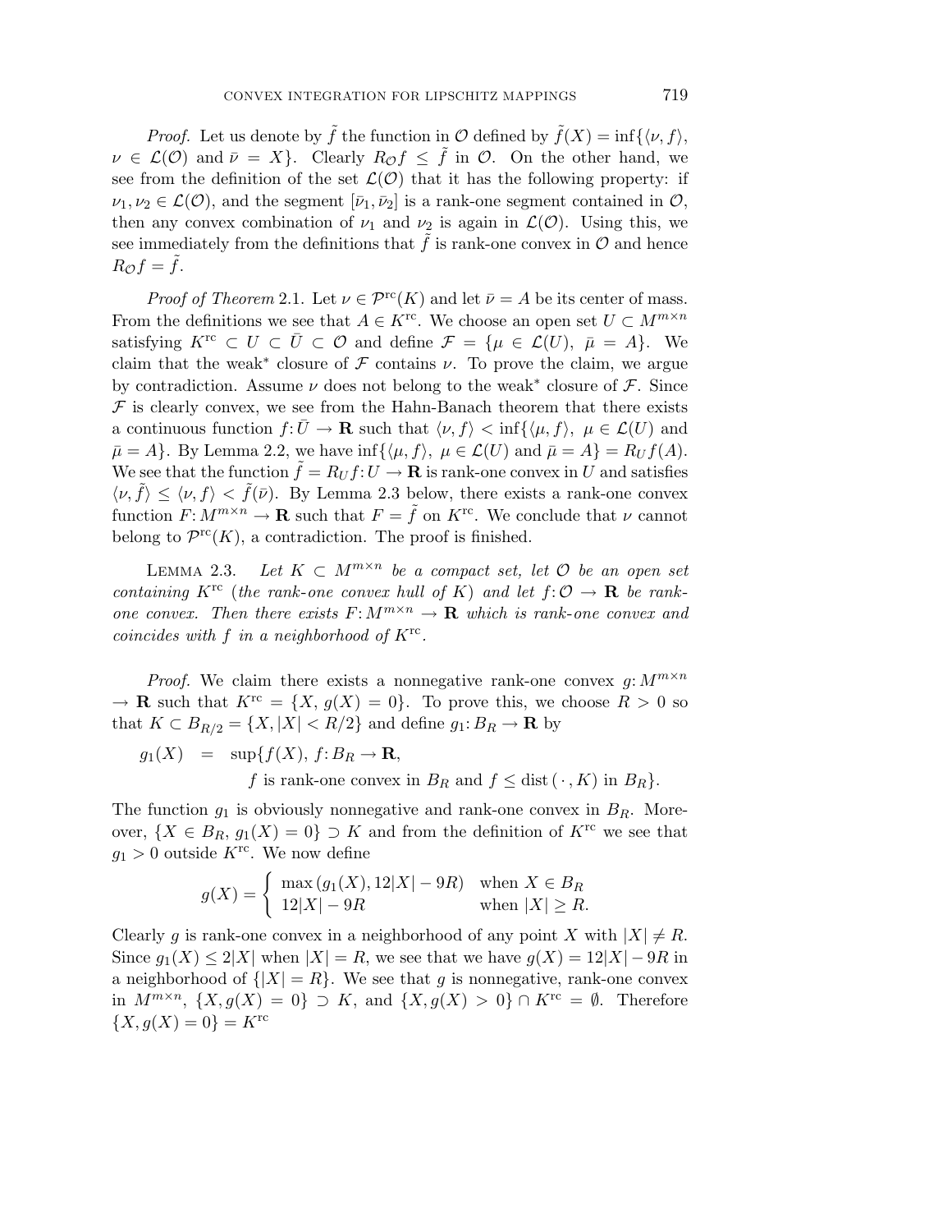*Proof.* Let us denote by $\tilde{f}$ the function in $\mathcal{O}$ defined by $\tilde{f}(X) = \inf\{\langle \nu, f\rangle,\ \nu \in \mathcal{L}(\mathcal{O})$ and $\bar{\nu} = X\}$. Clearly $R_{\mathcal{O}} f \le \tilde{f}$ in $\mathcal{O}$. On the other hand, we see from the definition of the set $\mathcal{L}(\mathcal{O})$ that it has the following property: if $\nu_1, \nu_2 \in \mathcal{L}(\mathcal{O})$, and the segment $[\bar{\nu}_1, \bar{\nu}_2]$ is a rank-one segment contained in $\mathcal{O}$, then any convex combination of $\nu_1$ and $\nu_2$ is again in $\mathcal{L}(\mathcal{O})$. Using this, we see immediately from the definitions that $\tilde{f}$ is rank-one convex in $\mathcal{O}$ and hence $R_{\mathcal{O}} f = \tilde{f}$.

*Proof of Theorem* 2.1. Let $\nu \in \mathcal{P}^{\mathrm{rc}}(K)$ and let $\bar{\nu} = A$ be its center of mass. From the definitions we see that $A \in K^{\mathrm{rc}}$. We choose an open set $U \subset M^{m\times n}$ satisfying $K^{\mathrm{rc}} \subset U \subset \bar{U} \subset \mathcal{O}$ and define $\mathcal{F} = \{\mu \in \mathcal{L}(U),\ \bar{\mu} = A\}$. We claim that the weak$^*$ closure of $\mathcal{F}$ contains $\nu$. To prove the claim, we argue by contradiction. Assume $\nu$ does not belong to the weak$^*$ closure of $\mathcal{F}$. Since $\mathcal{F}$ is clearly convex, we see from the Hahn-Banach theorem that there exists a continuous function $f\colon \bar{U} \to \mathbf{R}$ such that $\langle \nu, f\rangle < \inf\{\langle \mu, f\rangle,\ \mu \in \mathcal{L}(U)$ and $\bar{\mu} = A\}$. By Lemma 2.2, we have $\inf\{\langle \mu, f\rangle,\ \mu \in \mathcal{L}(U)$ and $\bar{\mu} = A\} = R_U f(A)$. We see that the function $\tilde{f} = R_U f\colon U \to \mathbf{R}$ is rank-one convex in $U$ and satisfies $\langle \nu, \tilde{f}\rangle \le \langle \nu, f\rangle < \tilde{f}(\bar{\nu})$. By Lemma 2.3 below, there exists a rank-one convex function $F\colon M^{m\times n} \to \mathbf{R}$ such that $F = \tilde{f}$ on $K^{\mathrm{rc}}$. We conclude that $\nu$ cannot belong to $\mathcal{P}^{\mathrm{rc}}(K)$, a contradiction. The proof is finished.

Lemma 2.3. *Let $K \subset M^{m\times n}$ be a compact set, let $\mathcal{O}$ be an open set containing $K^{\mathrm{rc}}$ (the rank-one convex hull of $K$) and let $f\colon \mathcal{O} \to \mathbf{R}$ be rank-one convex. Then there exists $F\colon M^{m\times n} \to \mathbf{R}$ which is rank-one convex and coincides with $f$ in a neighborhood of $K^{\mathrm{rc}}$.*

*Proof.* We claim there exists a nonnegative rank-one convex $g\colon M^{m\times n} \to \mathbf{R}$ such that $K^{\mathrm{rc}} = \{X,\ g(X) = 0\}$. To prove this, we choose $R > 0$ so that $K \subset B_{R/2} = \{X, |X| < R/2\}$ and define $g_1\colon B_R \to \mathbf{R}$ by

$$
\begin{aligned}
g_1(X) \quad = \quad & \sup\{f(X),\ f\colon B_R \to \mathbf{R}, \\
& \qquad f \text{ is rank-one convex in } B_R \text{ and } f \le \operatorname{dist}(\,\cdot\,, K) \text{ in } B_R\}.
\end{aligned}
$$

The function $g_1$ is obviously nonnegative and rank-one convex in $B_R$. Moreover, $\{X \in B_R,\ g_1(X) = 0\} \supset K$ and from the definition of $K^{\mathrm{rc}}$ we see that $g_1 > 0$ outside $K^{\mathrm{rc}}$. We now define

$$
g(X) = \begin{cases} \max\left(g_1(X), 12|X| - 9R\right) & \text{when } X \in B_R \\ 12|X| - 9R & \text{when } |X| \ge R. \end{cases}
$$

Clearly $g$ is rank-one convex in a neighborhood of any point $X$ with $|X| \neq R$. Since $g_1(X) \le 2|X|$ when $|X| = R$, we see that we have $g(X) = 12|X| - 9R$ in a neighborhood of $\{|X| = R\}$. We see that $g$ is nonnegative, rank-one convex in $M^{m\times n}$, $\{X, g(X) = 0\} \supset K$, and $\{X, g(X) > 0\} \cap K^{\mathrm{rc}} = \emptyset$. Therefore $\{X, g(X) = 0\} = K^{\mathrm{rc}}$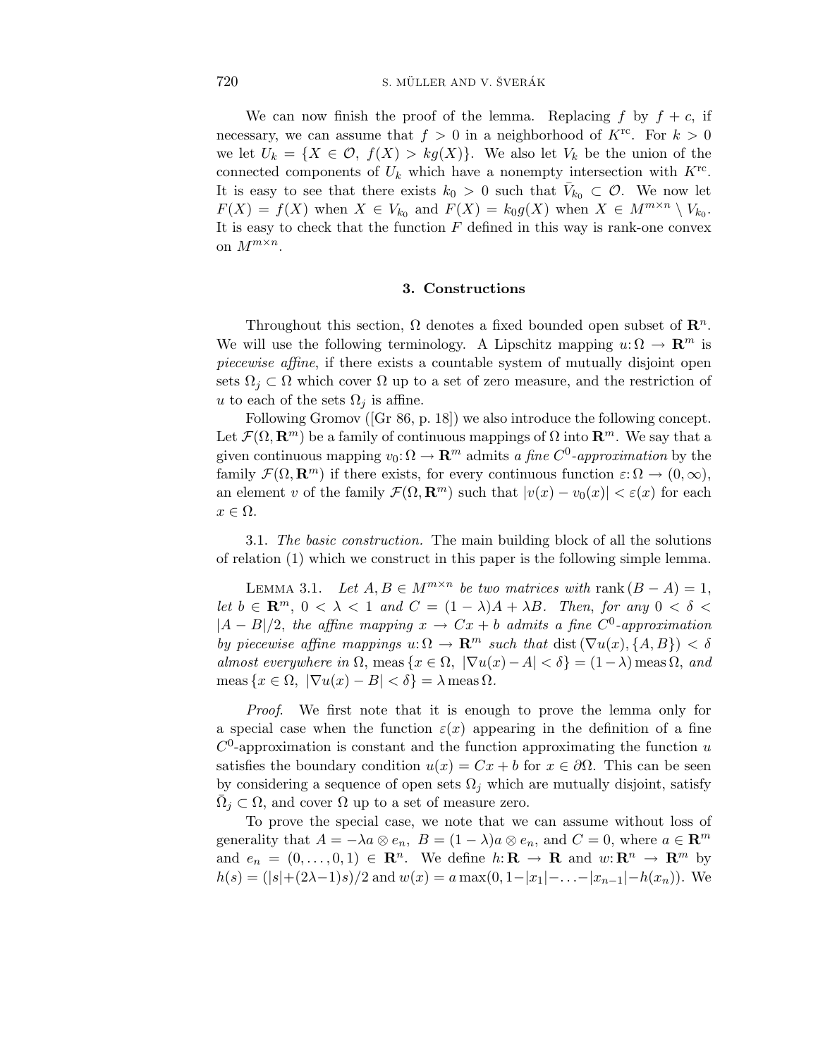We can now finish the proof of the lemma. Replacing $f$ by $f+c$, if necessary, we can assume that $f>0$ in a neighborhood of $K^{\mathrm{rc}}$. For $k>0$ we let $U_k=\{X\in\mathcal{O},\ f(X)>kg(X)\}$. We also let $V_k$ be the union of the connected components of $U_k$ which have a nonempty intersection with $K^{\mathrm{rc}}$. It is easy to see that there exists $k_0>0$ such that $\bar V_{k_0}\subset\mathcal{O}$. We now let $F(X)=f(X)$ when $X\in V_{k_0}$ and $F(X)=k_0g(X)$ when $X\in M^{m\times n}\setminus V_{k_0}$. It is easy to check that the function $F$ defined in this way is rank-one convex on $M^{m\times n}$.

## 3. Constructions

Throughout this section, $\Omega$ denotes a fixed bounded open subset of $\mathbf{R}^n$. We will use the following terminology. A Lipschitz mapping $u:\Omega\to\mathbf{R}^m$ is *piecewise affine*, if there exists a countable system of mutually disjoint open sets $\Omega_j\subset\Omega$ which cover $\Omega$ up to a set of zero measure, and the restriction of $u$ to each of the sets $\Omega_j$ is affine.

Following Gromov ([Gr 86, p. 18]) we also introduce the following concept. Let $\mathcal{F}(\Omega,\mathbf{R}^m)$ be a family of continuous mappings of $\Omega$ into $\mathbf{R}^m$. We say that a given continuous mapping $v_0:\Omega\to\mathbf{R}^m$ admits *a fine $C^0$-approximation* by the family $\mathcal{F}(\Omega,\mathbf{R}^m)$ if there exists, for every continuous function $\varepsilon:\Omega\to(0,\infty)$, an element $v$ of the family $\mathcal{F}(\Omega,\mathbf{R}^m)$ such that $|v(x)-v_0(x)|<\varepsilon(x)$ for each $x\in\Omega$.

3.1. *The basic construction.* The main building block of all the solutions of relation (1) which we construct in this paper is the following simple lemma.

Lemma 3.1. *Let $A,B\in M^{m\times n}$ be two matrices with* $\operatorname{rank}(B-A)=1$, *let $b\in\mathbf{R}^m$, $0<\lambda<1$ and $C=(1-\lambda)A+\lambda B$. Then, for any $0<\delta<|A-B|/2$, the affine mapping $x\to Cx+b$ admits a fine $C^0$-approximation by piecewise affine mappings $u:\Omega\to\mathbf{R}^m$ such that* $\operatorname{dist}(\nabla u(x),\{A,B\})<\delta$ *almost everywhere in* $\Omega$, $\operatorname{meas}\{x\in\Omega,\ |\nabla u(x)-A|<\delta\}=(1-\lambda)\operatorname{meas}\Omega$, *and* $\operatorname{meas}\{x\in\Omega,\ |\nabla u(x)-B|<\delta\}=\lambda\operatorname{meas}\Omega$.

*Proof.* We first note that it is enough to prove the lemma only for a special case when the function $\varepsilon(x)$ appearing in the definition of a fine $C^0$-approximation is constant and the function approximating the function $u$ satisfies the boundary condition $u(x)=Cx+b$ for $x\in\partial\Omega$. This can be seen by considering a sequence of open sets $\Omega_j$ which are mutually disjoint, satisfy $\bar\Omega_j\subset\Omega$, and cover $\Omega$ up to a set of measure zero.

To prove the special case, we note that we can assume without loss of generality that $A=-\lambda a\otimes e_n$, $B=(1-\lambda)a\otimes e_n$, and $C=0$, where $a\in\mathbf{R}^m$ and $e_n=(0,\dots,0,1)\in\mathbf{R}^n$. We define $h:\mathbf{R}\to\mathbf{R}$ and $w:\mathbf{R}^n\to\mathbf{R}^m$ by $h(s)=(|s|+(2\lambda-1)s)/2$ and $w(x)=a\max(0,1-|x_1|-\ldots-|x_{n-1}|-h(x_n))$. We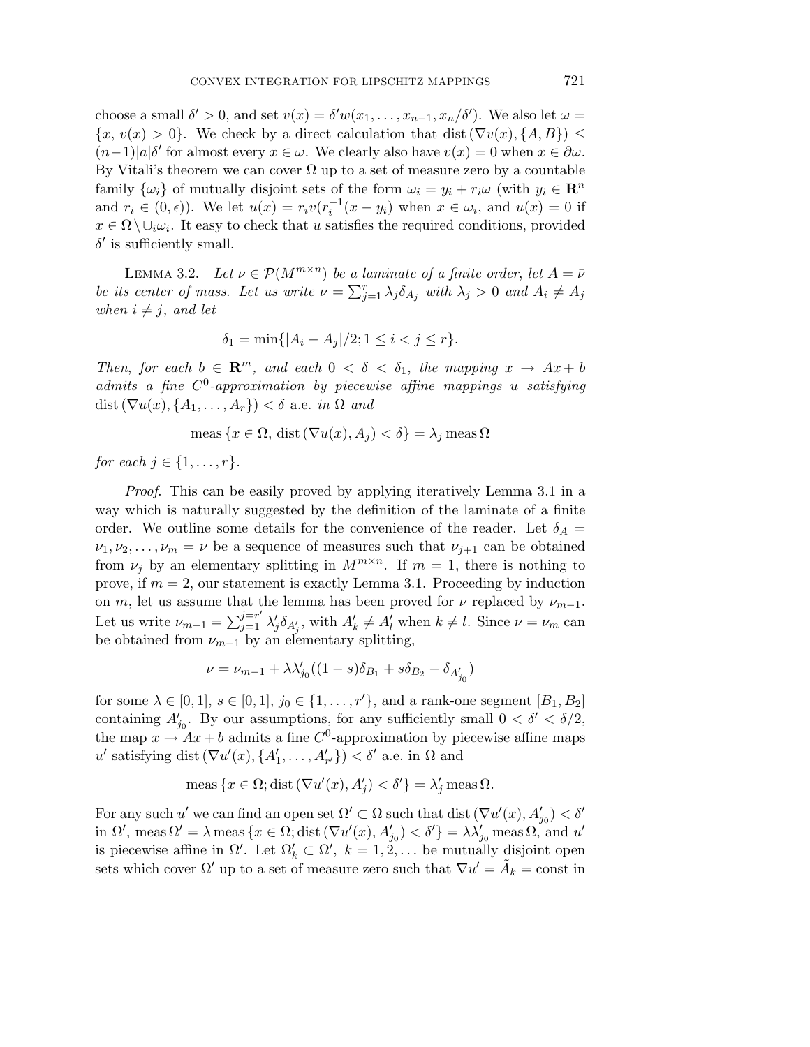choose a small $\delta' > 0$, and set $v(x) = \delta' w(x_1, \ldots, x_{n-1}, x_n/\delta')$. We also let $\omega = \{x, \, v(x) > 0\}$. We check by a direct calculation that $\operatorname{dist}(\nabla v(x), \{A, B\}) \leq (n-1)|a|\delta'$ for almost every $x \in \omega$. We clearly also have $v(x) = 0$ when $x \in \partial\omega$. By Vitali's theorem we can cover $\Omega$ up to a set of measure zero by a countable family $\{\omega_i\}$ of mutually disjoint sets of the form $\omega_i = y_i + r_i\omega$ (with $y_i \in \mathbf{R}^n$ and $r_i \in (0, \epsilon)$). We let $u(x) = r_i v(r_i^{-1}(x - y_i)$ when $x \in \omega_i$, and $u(x) = 0$ if $x \in \Omega \setminus \cup_i \omega_i$. It easy to check that $u$ satisfies the required conditions, provided $\delta'$ is sufficiently small.

Lemma 3.2. *Let $\nu \in \mathcal{P}(M^{m\times n})$ be a laminate of a finite order, let $A = \bar{\nu}$ be its center of mass. Let us write $\nu = \sum_{j=1}^{r} \lambda_j \delta_{A_j}$ with $\lambda_j > 0$ and $A_i \neq A_j$ when $i \neq j$, and let*

$$\delta_1 = \min\{|A_i - A_j|/2; 1 \leq i < j \leq r\}.$$

*Then, for each $b \in \mathbf{R}^m$, and each $0 < \delta < \delta_1$, the mapping $x \to Ax + b$ admits a fine $C^0$-approximation by piecewise affine mappings $u$ satisfying $\operatorname{dist}(\nabla u(x), \{A_1, \ldots, A_r\}) < \delta$ a.e. in $\Omega$ and*

$$\operatorname{meas}\{x \in \Omega, \, \operatorname{dist}(\nabla u(x), A_j) < \delta\} = \lambda_j \operatorname{meas}\Omega$$

*for each $j \in \{1, \ldots, r\}$.*

*Proof.* This can be easily proved by applying iteratively Lemma 3.1 in a way which is naturally suggested by the definition of the laminate of a finite order. We outline some details for the convenience of the reader. Let $\delta_A = \nu_1, \nu_2, \ldots, \nu_m = \nu$ be a sequence of measures such that $\nu_{j+1}$ can be obtained from $\nu_j$ by an elementary splitting in $M^{m\times n}$. If $m = 1$, there is nothing to prove, if $m = 2$, our statement is exactly Lemma 3.1. Proceeding by induction on $m$, let us assume that the lemma has been proved for $\nu$ replaced by $\nu_{m-1}$. Let us write $\nu_{m-1} = \sum_{j=1}^{j=r'} \lambda'_j \delta_{A'_j}$, with $A'_k \neq A'_l$ when $k \neq l$. Since $\nu = \nu_m$ can be obtained from $\nu_{m-1}$ by an elementary splitting,

$$\nu = \nu_{m-1} + \lambda\lambda'_{j_0}((1-s)\delta_{B_1} + s\delta_{B_2} - \delta_{A'_{j_0}})$$

for some $\lambda \in [0, 1]$, $s \in [0, 1]$, $j_0 \in \{1, \ldots, r'\}$, and a rank-one segment $[B_1, B_2]$ containing $A'_{j_0}$. By our assumptions, for any sufficiently small $0 < \delta' < \delta/2$, the map $x \to Ax + b$ admits a fine $C^0$-approximation by piecewise affine maps $u'$ satisfying $\operatorname{dist}(\nabla u'(x), \{A'_1, \ldots, A'_{r'}\}) < \delta'$ a.e. in $\Omega$ and

$$\operatorname{meas}\{x \in \Omega; \operatorname{dist}(\nabla u'(x), A'_j) < \delta'\} = \lambda'_j \operatorname{meas}\Omega.$$

For any such $u'$ we can find an open set $\Omega' \subset \Omega$ such that $\operatorname{dist}(\nabla u'(x), A'_{j_0}) < \delta'$ in $\Omega'$, $\operatorname{meas}\Omega' = \lambda \operatorname{meas}\{x \in \Omega; \operatorname{dist}(\nabla u'(x), A'_{j_0}) < \delta'\} = \lambda\lambda'_{j_0} \operatorname{meas}\Omega$, and $u'$ is piecewise affine in $\Omega'$. Let $\Omega'_k \subset \Omega'$, $k = 1, 2, \ldots$ be mutually disjoint open sets which cover $\Omega'$ up to a set of measure zero such that $\nabla u' = \tilde{A}_k = \text{const}$ in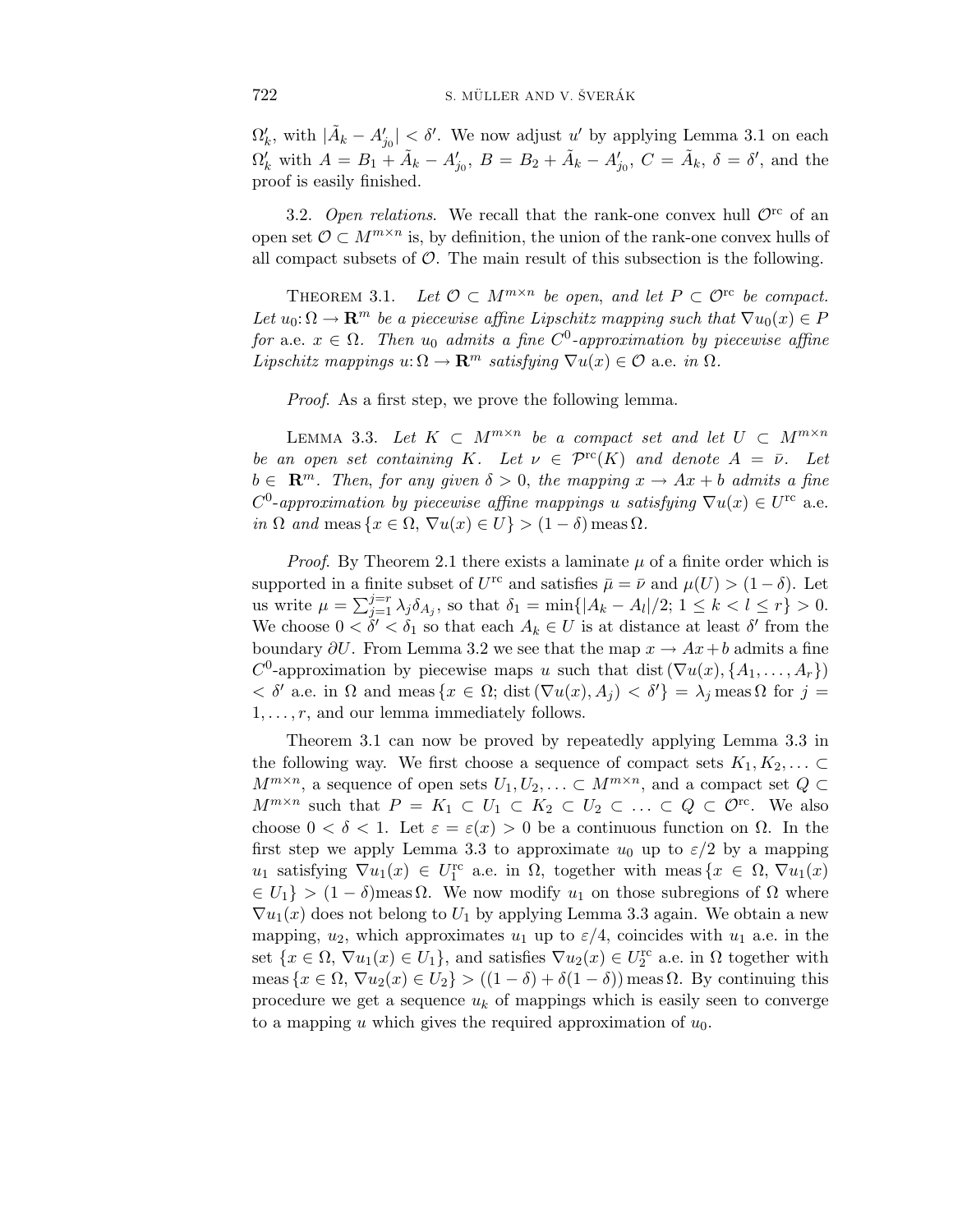$\Omega'_k$, with $|\tilde{A}_k - A'_{j_0}| < \delta'$. We now adjust $u'$ by applying Lemma 3.1 on each $\Omega'_k$ with $A = B_1 + \tilde{A}_k - A'_{j_0}$, $B = B_2 + \tilde{A}_k - A'_{j_0}$, $C = \tilde{A}_k$, $\delta = \delta'$, and the proof is easily finished.

3.2. *Open relations*. We recall that the rank-one convex hull $\mathcal{O}^{\text{rc}}$ of an open set $\mathcal{O} \subset M^{m\times n}$ is, by definition, the union of the rank-one convex hulls of all compact subsets of $\mathcal{O}$. The main result of this subsection is the following.

THEOREM 3.1. *Let $\mathcal{O} \subset M^{m\times n}$ be open, and let $P \subset \mathcal{O}^{\text{rc}}$ be compact. Let $u_0 \colon \Omega \to \mathbf{R}^m$ be a piecewise affine Lipschitz mapping such that $\nabla u_0(x) \in P$ for* a.e. *$x \in \Omega$. Then $u_0$ admits a fine $C^0$-approximation by piecewise affine Lipschitz mappings $u \colon \Omega \to \mathbf{R}^m$ satisfying $\nabla u(x) \in \mathcal{O}$* a.e. *in $\Omega$.*

*Proof*. As a first step, we prove the following lemma.

LEMMA 3.3. *Let $K \subset M^{m\times n}$ be a compact set and let $U \subset M^{m\times n}$ be an open set containing $K$. Let $\nu \in \mathcal{P}^{\text{rc}}(K)$ and denote $A = \bar{\nu}$. Let $b \in \mathbf{R}^m$. Then, for any given $\delta > 0$, the mapping $x \to Ax + b$ admits a fine $C^0$-approximation by piecewise affine mappings $u$ satisfying $\nabla u(x) \in U^{\text{rc}}$* a.e. *in $\Omega$ and* $\operatorname{meas}\{x \in \Omega, \nabla u(x) \in U\} > (1-\delta)\operatorname{meas}\Omega$.

*Proof*. By Theorem 2.1 there exists a laminate $\mu$ of a finite order which is supported in a finite subset of $U^{\text{rc}}$ and satisfies $\bar{\mu} = \bar{\nu}$ and $\mu(U) > (1-\delta)$. Let us write $\mu = \sum_{j=1}^{j=r} \lambda_j \delta_{A_j}$, so that $\delta_1 = \min\{|A_k - A_l|/2;\, 1 \le k < l \le r\} > 0$. We choose $0 < \delta' < \delta_1$ so that each $A_k \in U$ is at distance at least $\delta'$ from the boundary $\partial U$. From Lemma 3.2 we see that the map $x \to Ax + b$ admits a fine $C^0$-approximation by piecewise maps $u$ such that $\operatorname{dist}(\nabla u(x), \{A_1, \ldots, A_r\}) < \delta'$ a.e. in $\Omega$ and $\operatorname{meas}\{x \in \Omega;\, \operatorname{dist}(\nabla u(x), A_j) < \delta'\} = \lambda_j \operatorname{meas}\Omega$ for $j = 1, \ldots, r$, and our lemma immediately follows.

Theorem 3.1 can now be proved by repeatedly applying Lemma 3.3 in the following way. We first choose a sequence of compact sets $K_1, K_2, \ldots \subset M^{m\times n}$, a sequence of open sets $U_1, U_2, \ldots \subset M^{m\times n}$, and a compact set $Q \subset M^{m\times n}$ such that $P = K_1 \subset U_1 \subset K_2 \subset U_2 \subset \ldots \subset Q \subset \mathcal{O}^{\text{rc}}$. We also choose $0 < \delta < 1$. Let $\varepsilon = \varepsilon(x) > 0$ be a continuous function on $\Omega$. In the first step we apply Lemma 3.3 to approximate $u_0$ up to $\varepsilon/2$ by a mapping $u_1$ satisfying $\nabla u_1(x) \in U_1^{\text{rc}}$ a.e. in $\Omega$, together with $\operatorname{meas}\{x \in \Omega, \nabla u_1(x) \in U_1\} > (1-\delta)\operatorname{meas}\Omega$. We now modify $u_1$ on those subregions of $\Omega$ where $\nabla u_1(x)$ does not belong to $U_1$ by applying Lemma 3.3 again. We obtain a new mapping, $u_2$, which approximates $u_1$ up to $\varepsilon/4$, coincides with $u_1$ a.e. in the set $\{x \in \Omega, \nabla u_1(x) \in U_1\}$, and satisfies $\nabla u_2(x) \in U_2^{\text{rc}}$ a.e. in $\Omega$ together with $\operatorname{meas}\{x \in \Omega, \nabla u_2(x) \in U_2\} > ((1-\delta) + \delta(1-\delta))\operatorname{meas}\Omega$. By continuing this procedure we get a sequence $u_k$ of mappings which is easily seen to converge to a mapping $u$ which gives the required approximation of $u_0$.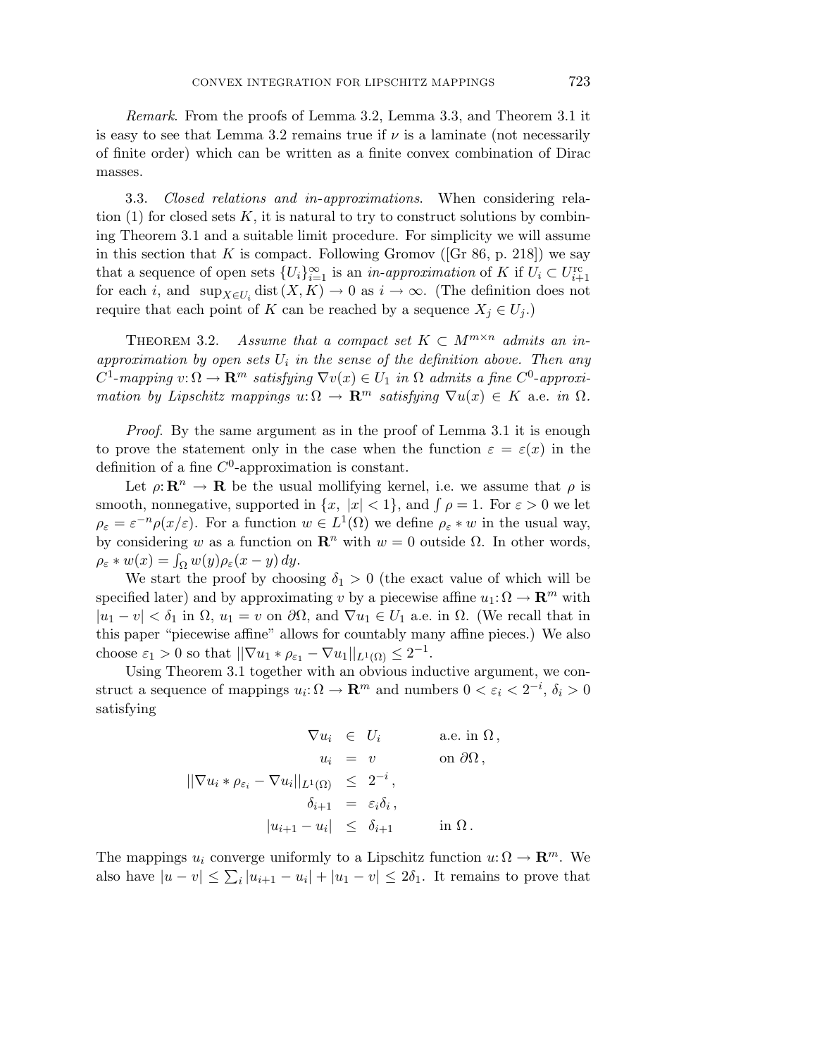*Remark.* From the proofs of Lemma 3.2, Lemma 3.3, and Theorem 3.1 it is easy to see that Lemma 3.2 remains true if $\nu$ is a laminate (not necessarily of finite order) which can be written as a finite convex combination of Dirac masses.

3.3. *Closed relations and in-approximations.* When considering relation (1) for closed sets $K$, it is natural to try to construct solutions by combining Theorem 3.1 and a suitable limit procedure. For simplicity we will assume in this section that $K$ is compact. Following Gromov ([Gr 86, p. 218]) we say that a sequence of open sets $\{U_i\}_{i=1}^{\infty}$ is an *in-approximation* of $K$ if $U_i \subset U_{i+1}^{\mathrm{rc}}$ for each $i$, and $\sup_{X \in U_i} \operatorname{dist}(X, K) \to 0$ as $i \to \infty$. (The definition does not require that each point of $K$ can be reached by a sequence $X_j \in U_j$.)

THEOREM 3.2. *Assume that a compact set $K \subset M^{m\times n}$ admits an in-approximation by open sets $U_i$ in the sense of the definition above. Then any $C^1$-mapping $v \colon \Omega \to \mathbf{R}^m$ satisfying $\nabla v(x) \in U_1$ in $\Omega$ admits a fine $C^0$-approximation by Lipschitz mappings $u \colon \Omega \to \mathbf{R}^m$ satisfying $\nabla u(x) \in K$ a.e. in $\Omega$.*

*Proof.* By the same argument as in the proof of Lemma 3.1 it is enough to prove the statement only in the case when the function $\varepsilon = \varepsilon(x)$ in the definition of a fine $C^0$-approximation is constant.

Let $\rho \colon \mathbf{R}^n \to \mathbf{R}$ be the usual mollifying kernel, i.e. we assume that $\rho$ is smooth, nonnegative, supported in $\{x,\ |x| < 1\}$, and $\int \rho = 1$. For $\varepsilon > 0$ we let $\rho_\varepsilon = \varepsilon^{-n}\rho(x/\varepsilon)$. For a function $w \in L^1(\Omega)$ we define $\rho_\varepsilon * w$ in the usual way, by considering $w$ as a function on $\mathbf{R}^n$ with $w = 0$ outside $\Omega$. In other words, $\rho_\varepsilon * w(x) = \int_\Omega w(y)\rho_\varepsilon(x-y)\,dy$.

We start the proof by choosing $\delta_1 > 0$ (the exact value of which will be specified later) and by approximating $v$ by a piecewise affine $u_1 \colon \Omega \to \mathbf{R}^m$ with $|u_1 - v| < \delta_1$ in $\Omega$, $u_1 = v$ on $\partial\Omega$, and $\nabla u_1 \in U_1$ a.e. in $\Omega$. (We recall that in this paper "piecewise affine" allows for countably many affine pieces.) We also choose $\varepsilon_1 > 0$ so that $||\nabla u_1 * \rho_{\varepsilon_1} - \nabla u_1||_{L^1(\Omega)} \leq 2^{-1}$.

Using Theorem 3.1 together with an obvious inductive argument, we construct a sequence of mappings $u_i \colon \Omega \to \mathbf{R}^m$ and numbers $0 < \varepsilon_i < 2^{-i}$, $\delta_i > 0$ satisfying

$$
\begin{aligned}
\nabla u_i &\in U_i && \text{a.e. in } \Omega\,,\\
u_i &= v && \text{on } \partial\Omega\,,\\
||\nabla u_i * \rho_{\varepsilon_i} - \nabla u_i||_{L^1(\Omega)} &\leq 2^{-i}\,, &&\\
\delta_{i+1} &= \varepsilon_i \delta_i\,, &&\\
|u_{i+1} - u_i| &\leq \delta_{i+1} && \text{in } \Omega\,.
\end{aligned}
$$

The mappings $u_i$ converge uniformly to a Lipschitz function $u \colon \Omega \to \mathbf{R}^m$. We also have $|u - v| \leq \sum_i |u_{i+1} - u_i| + |u_1 - v| \leq 2\delta_1$. It remains to prove that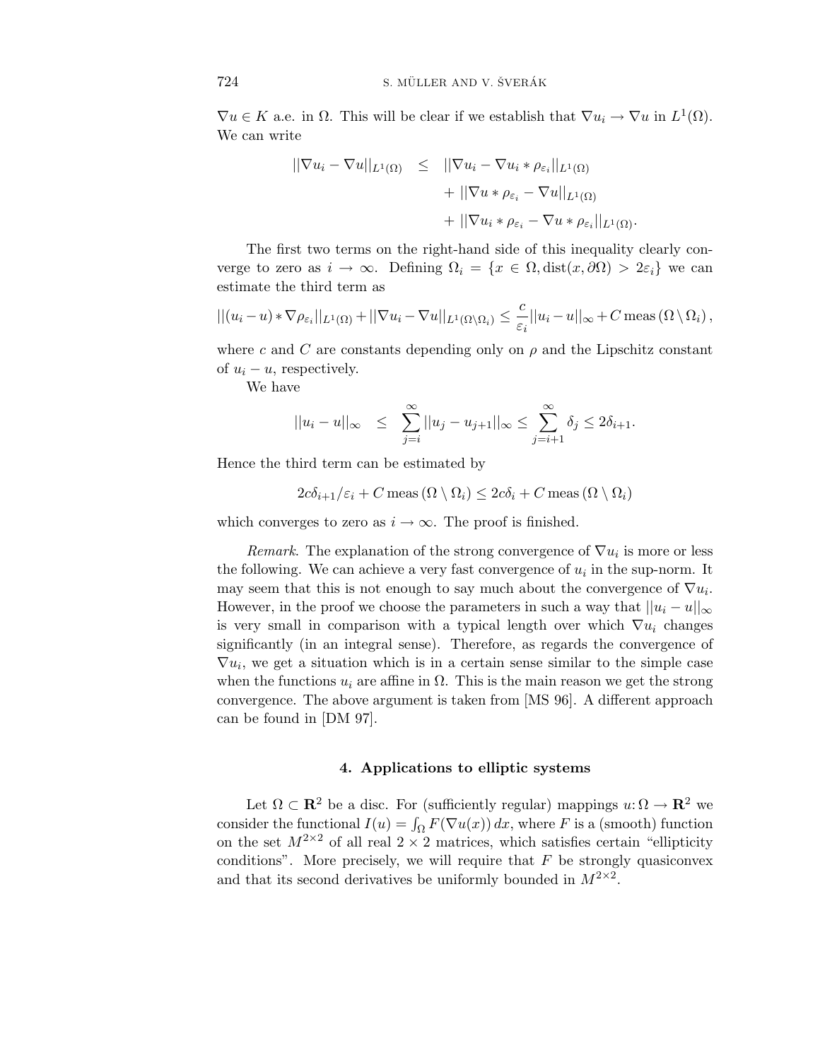$\nabla u \in K$ a.e. in $\Omega$. This will be clear if we establish that $\nabla u_i \to \nabla u$ in $L^1(\Omega)$. We can write

$$
\begin{aligned}
||\nabla u_i - \nabla u||_{L^1(\Omega)} \quad \leq \quad & ||\nabla u_i - \nabla u_i * \rho_{\varepsilon_i}||_{L^1(\Omega)} \\
& + ||\nabla u * \rho_{\varepsilon_i} - \nabla u||_{L^1(\Omega)} \\
& + ||\nabla u_i * \rho_{\varepsilon_i} - \nabla u * \rho_{\varepsilon_i}||_{L^1(\Omega)}.
\end{aligned}
$$

The first two terms on the right-hand side of this inequality clearly converge to zero as $i \to \infty$. Defining $\Omega_i = \{x \in \Omega, \operatorname{dist}(x, \partial\Omega) > 2\varepsilon_i\}$ we can estimate the third term as

$$
||(u_i - u) * \nabla \rho_{\varepsilon_i}||_{L^1(\Omega)} + ||\nabla u_i - \nabla u||_{L^1(\Omega \setminus \Omega_i)} \leq \frac{c}{\varepsilon_i} ||u_i - u||_\infty + C \operatorname{meas}(\Omega \setminus \Omega_i),
$$

where $c$ and $C$ are constants depending only on $\rho$ and the Lipschitz constant of $u_i - u$, respectively.

We have

$$
||u_i - u||_\infty \quad \leq \quad \sum_{j=i}^{\infty} ||u_j - u_{j+1}||_\infty \leq \sum_{j=i+1}^{\infty} \delta_j \leq 2\delta_{i+1}.
$$

Hence the third term can be estimated by

$$
2c\delta_{i+1}/\varepsilon_i + C \operatorname{meas}(\Omega \setminus \Omega_i) \leq 2c\delta_i + C \operatorname{meas}(\Omega \setminus \Omega_i)
$$

which converges to zero as $i \to \infty$. The proof is finished.

*Remark*. The explanation of the strong convergence of $\nabla u_i$ is more or less the following. We can achieve a very fast convergence of $u_i$ in the sup-norm. It may seem that this is not enough to say much about the convergence of $\nabla u_i$. However, in the proof we choose the parameters in such a way that $||u_i - u||_\infty$ is very small in comparison with a typical length over which $\nabla u_i$ changes significantly (in an integral sense). Therefore, as regards the convergence of $\nabla u_i$, we get a situation which is in a certain sense similar to the simple case when the functions $u_i$ are affine in $\Omega$. This is the main reason we get the strong convergence. The above argument is taken from [MS 96]. A different approach can be found in [DM 97].

## 4. Applications to elliptic systems

Let $\Omega \subset \mathbf{R}^2$ be a disc. For (sufficiently regular) mappings $u: \Omega \to \mathbf{R}^2$ we consider the functional $I(u) = \int_\Omega F(\nabla u(x))\, dx$, where $F$ is a (smooth) function on the set $M^{2\times 2}$ of all real $2 \times 2$ matrices, which satisfies certain "ellipticity conditions". More precisely, we will require that $F$ be strongly quasiconvex and that its second derivatives be uniformly bounded in $M^{2\times 2}$.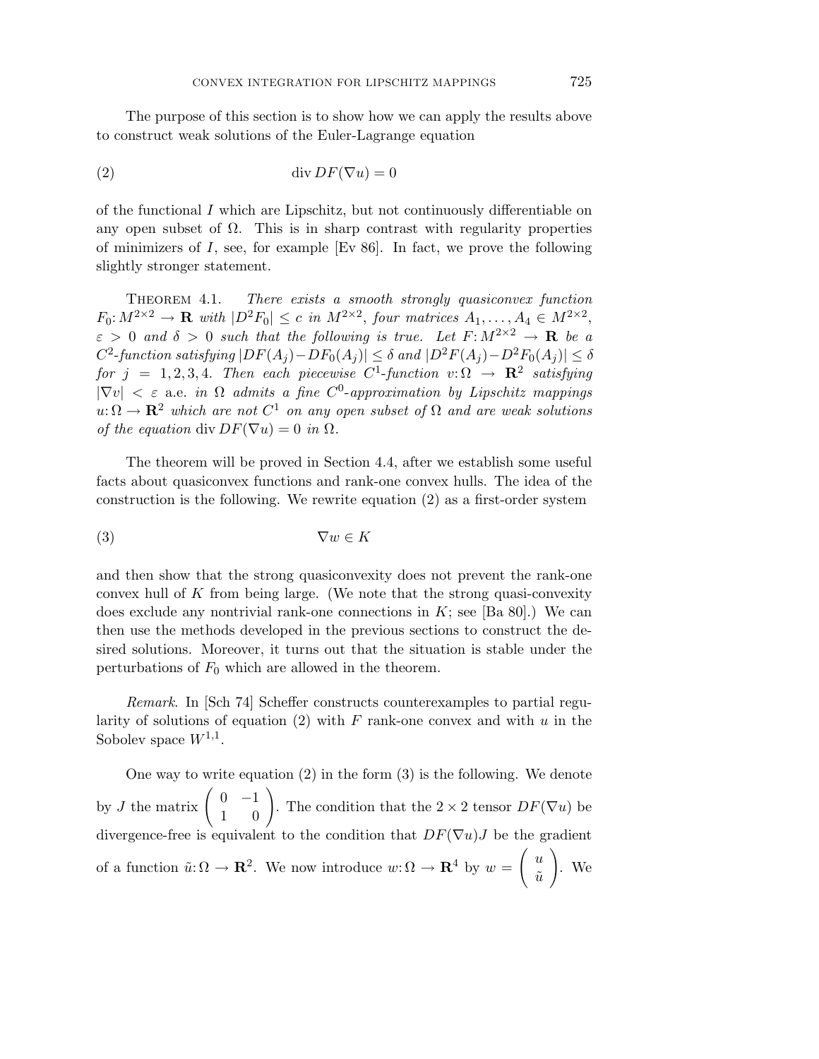The purpose of this section is to show how we can apply the results above to construct weak solutions of the Euler-Lagrange equation

$$\operatorname{div} DF(\nabla u) = 0 \tag{2}$$

of the functional $I$ which are Lipschitz, but not continuously differentiable on any open subset of $\Omega$. This is in sharp contrast with regularity properties of minimizers of $I$, see, for example [Ev 86]. In fact, we prove the following slightly stronger statement.

Theorem 4.1. *There exists a smooth strongly quasiconvex function $F_0\colon M^{2\times 2} \to \mathbf{R}$ with $|D^2 F_0| \le c$ in $M^{2\times 2}$, four matrices $A_1, \ldots, A_4 \in M^{2\times 2}$, $\varepsilon > 0$ and $\delta > 0$ such that the following is true. Let $F\colon M^{2\times 2} \to \mathbf{R}$ be a $C^2$-function satisfying $|DF(A_j) - DF_0(A_j)| \le \delta$ and $|D^2F(A_j) - D^2F_0(A_j)| \le \delta$ for $j = 1, 2, 3, 4$. Then each piecewise $C^1$-function $v\colon \Omega \to \mathbf{R}^2$ satisfying $|\nabla v| < \varepsilon$* a.e. *in $\Omega$ admits a fine $C^0$-approximation by Lipschitz mappings $u\colon \Omega \to \mathbf{R}^2$ which are not $C^1$ on any open subset of $\Omega$ and are weak solutions of the equation* $\operatorname{div} DF(\nabla u) = 0$ *in* $\Omega$.

The theorem will be proved in Section 4.4, after we establish some useful facts about quasiconvex functions and rank-one convex hulls. The idea of the construction is the following. We rewrite equation (2) as a first-order system

$$\nabla w \in K \tag{3}$$

and then show that the strong quasiconvexity does not prevent the rank-one convex hull of $K$ from being large. (We note that the strong quasi-convexity does exclude any nontrivial rank-one connections in $K$; see [Ba 80].) We can then use the methods developed in the previous sections to construct the desired solutions. Moreover, it turns out that the situation is stable under the perturbations of $F_0$ which are allowed in the theorem.

*Remark*. In [Sch 74] Scheffer constructs counterexamples to partial regularity of solutions of equation (2) with $F$ rank-one convex and with $u$ in the Sobolev space $W^{1,1}$.

One way to write equation (2) in the form (3) is the following. We denote by $J$ the matrix $\begin{pmatrix} 0 & -1 \\ 1 & 0 \end{pmatrix}$. The condition that the $2 \times 2$ tensor $DF(\nabla u)$ be divergence-free is equivalent to the condition that $DF(\nabla u)J$ be the gradient of a function $\tilde{u}\colon \Omega \to \mathbf{R}^2$. We now introduce $w\colon \Omega \to \mathbf{R}^4$ by $w = \begin{pmatrix} u \\ \tilde{u} \end{pmatrix}$. We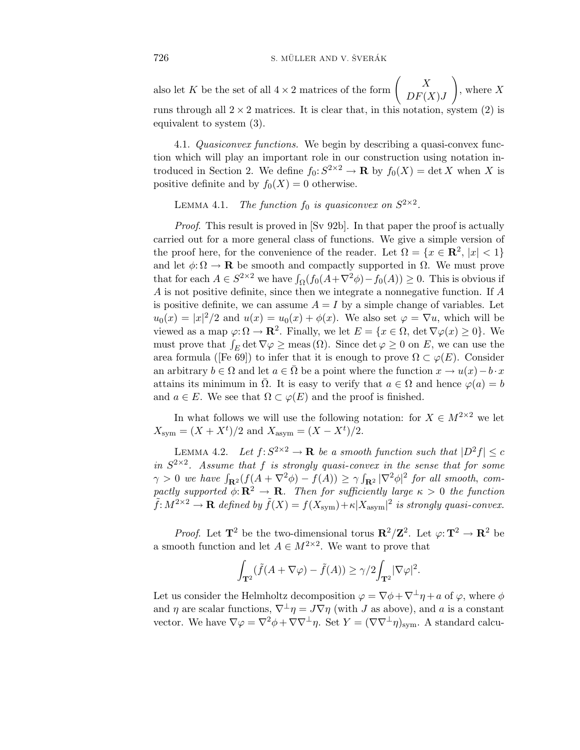also let $K$ be the set of all $4 \times 2$ matrices of the form $\begin{pmatrix} X \\ DF(X)J \end{pmatrix}$, where $X$ runs through all $2 \times 2$ matrices. It is clear that, in this notation, system (2) is equivalent to system (3).

4.1. *Quasiconvex functions.* We begin by describing a quasi-convex function which will play an important role in our construction using notation introduced in Section 2. We define $f_0 \colon S^{2\times 2} \to \mathbf{R}$ by $f_0(X) = \det X$ when $X$ is positive definite and by $f_0(X) = 0$ otherwise.

LEMMA 4.1. *The function $f_0$ is quasiconvex on $S^{2\times 2}$.*

*Proof.* This result is proved in [Sv 92b]. In that paper the proof is actually carried out for a more general class of functions. We give a simple version of the proof here, for the convenience of the reader. Let $\Omega = \{x \in \mathbf{R}^2, |x| < 1\}$ and let $\phi \colon \Omega \to \mathbf{R}$ be smooth and compactly supported in $\Omega$. We must prove that for each $A \in S^{2\times 2}$ we have $\int_\Omega (f_0(A + \nabla^2\phi) - f_0(A)) \geq 0$. This is obvious if $A$ is not positive definite, since then we integrate a nonnegative function. If $A$ is positive definite, we can assume $A = I$ by a simple change of variables. Let $u_0(x) = |x|^2/2$ and $u(x) = u_0(x) + \phi(x)$. We also set $\varphi = \nabla u$, which will be viewed as a map $\varphi \colon \Omega \to \mathbf{R}^2$. Finally, we let $E = \{x \in \Omega, \det \nabla\varphi(x) \geq 0\}$. We must prove that $\int_E \det \nabla\varphi \geq \operatorname{meas}(\Omega)$. Since $\det\varphi \geq 0$ on $E$, we can use the area formula ([Fe 69]) to infer that it is enough to prove $\Omega \subset \varphi(E)$. Consider an arbitrary $b \in \Omega$ and let $a \in \bar\Omega$ be a point where the function $x \to u(x) - b\cdot x$ attains its minimum in $\bar\Omega$. It is easy to verify that $a \in \Omega$ and hence $\varphi(a) = b$ and $a \in E$. We see that $\Omega \subset \varphi(E)$ and the proof is finished.

In what follows we will use the following notation: for $X \in M^{2\times 2}$ we let $X_{\text{sym}} = (X + X^t)/2$ and $X_{\text{asym}} = (X - X^t)/2$.

LEMMA 4.2. *Let $f \colon S^{2\times 2} \to \mathbf{R}$ be a smooth function such that $|D^2 f| \leq c$ in $S^{2\times 2}$. Assume that $f$ is strongly quasi-convex in the sense that for some $\gamma > 0$ we have $\int_{\mathbf{R}^2}(f(A + \nabla^2\phi) - f(A)) \geq \gamma\int_{\mathbf{R}^2}|\nabla^2\phi|^2$ for all smooth, compactly supported $\phi \colon \mathbf{R}^2 \to \mathbf{R}$. Then for sufficiently large $\kappa > 0$ the function $\tilde f \colon M^{2\times 2} \to \mathbf{R}$ defined by $\tilde f(X) = f(X_{\text{sym}}) + \kappa|X_{\text{asym}}|^2$ is strongly quasi-convex.*

*Proof.* Let $\mathbf{T}^2$ be the two-dimensional torus $\mathbf{R}^2/\mathbf{Z}^2$. Let $\varphi \colon \mathbf{T}^2 \to \mathbf{R}^2$ be a smooth function and let $A \in M^{2\times 2}$. We want to prove that

$$\int_{\mathbf{T}^2}(\tilde f(A + \nabla\varphi) - \tilde f(A)) \geq \gamma/2\int_{\mathbf{T}^2}|\nabla\varphi|^2.$$

Let us consider the Helmholtz decomposition $\varphi = \nabla\phi + \nabla^\perp\eta + a$ of $\varphi$, where $\phi$ and $\eta$ are scalar functions, $\nabla^\perp\eta = J\nabla\eta$ (with $J$ as above), and $a$ is a constant vector. We have $\nabla\varphi = \nabla^2\phi + \nabla\nabla^\perp\eta$. Set $Y = (\nabla\nabla^\perp\eta)_{\text{sym}}$. A standard calcu-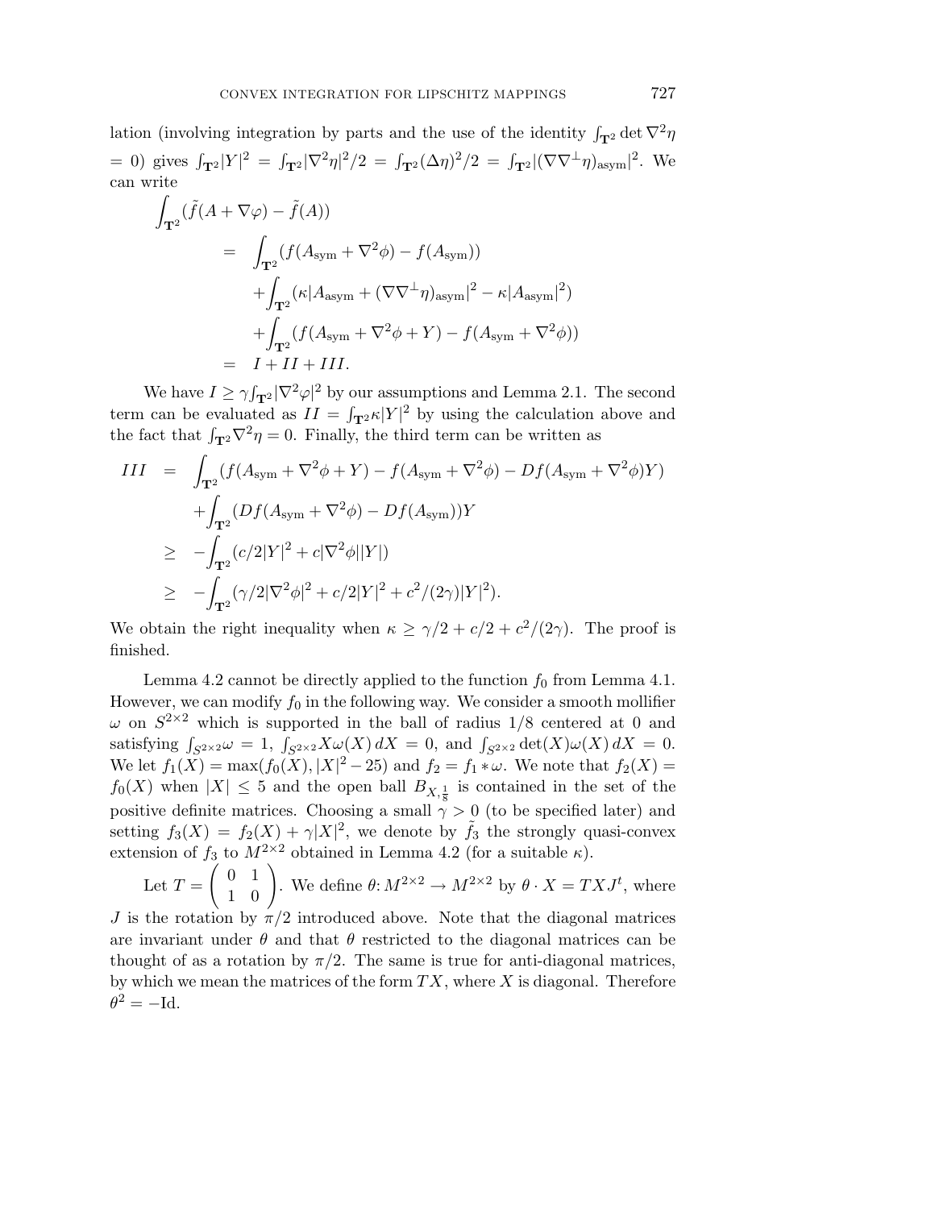lation (involving integration by parts and the use of the identity $\int_{\mathbf{T}^2} \det \nabla^2 \eta = 0$) gives $\int_{\mathbf{T}^2} |Y|^2 = \int_{\mathbf{T}^2} |\nabla^2 \eta|^2/2 = \int_{\mathbf{T}^2} (\Delta \eta)^2/2 = \int_{\mathbf{T}^2} |(\nabla \nabla^\perp \eta)_{\mathrm{asym}}|^2$. We can write

$$
\begin{aligned}
\int_{\mathbf{T}^2} & (\tilde{f}(A + \nabla \varphi) - \tilde{f}(A)) \\
&= \int_{\mathbf{T}^2} (f(A_{\mathrm{sym}} + \nabla^2 \phi) - f(A_{\mathrm{sym}})) \\
&\quad + \int_{\mathbf{T}^2} (\kappa |A_{\mathrm{asym}} + (\nabla \nabla^\perp \eta)_{\mathrm{asym}}|^2 - \kappa |A_{\mathrm{asym}}|^2) \\
&\quad + \int_{\mathbf{T}^2} (f(A_{\mathrm{sym}} + \nabla^2 \phi + Y) - f(A_{\mathrm{sym}} + \nabla^2 \phi)) \\
&= I + II + III.
\end{aligned}
$$

We have $I \geq \gamma \int_{\mathbf{T}^2} |\nabla^2 \varphi|^2$ by our assumptions and Lemma 2.1. The second term can be evaluated as $II = \int_{\mathbf{T}^2} \kappa |Y|^2$ by using the calculation above and the fact that $\int_{\mathbf{T}^2} \nabla^2 \eta = 0$. Finally, the third term can be written as

$$
\begin{aligned}
III &= \int_{\mathbf{T}^2} (f(A_{\mathrm{sym}} + \nabla^2 \phi + Y) - f(A_{\mathrm{sym}} + \nabla^2 \phi) - Df(A_{\mathrm{sym}} + \nabla^2 \phi) Y) \\
&\quad + \int_{\mathbf{T}^2} (Df(A_{\mathrm{sym}} + \nabla^2 \phi) - Df(A_{\mathrm{sym}})) Y \\
&\geq - \int_{\mathbf{T}^2} (c/2 |Y|^2 + c |\nabla^2 \phi| |Y|) \\
&\geq - \int_{\mathbf{T}^2} (\gamma/2 |\nabla^2 \phi|^2 + c/2 |Y|^2 + c^2/(2\gamma) |Y|^2).
\end{aligned}
$$

We obtain the right inequality when $\kappa \geq \gamma/2 + c/2 + c^2/(2\gamma)$. The proof is finished.

Lemma 4.2 cannot be directly applied to the function $f_0$ from Lemma 4.1. However, we can modify $f_0$ in the following way. We consider a smooth mollifier $\omega$ on $S^{2\times 2}$ which is supported in the ball of radius $1/8$ centered at 0 and satisfying $\int_{S^{2\times 2}} \omega = 1$, $\int_{S^{2\times 2}} X \omega(X)\, dX = 0$, and $\int_{S^{2\times 2}} \det(X) \omega(X)\, dX = 0$. We let $f_1(X) = \max(f_0(X), |X|^2 - 25)$ and $f_2 = f_1 * \omega$. We note that $f_2(X) = f_0(X)$ when $|X| \leq 5$ and the open ball $B_{X, \frac{1}{8}}$ is contained in the set of the positive definite matrices. Choosing a small $\gamma > 0$ (to be specified later) and setting $f_3(X) = f_2(X) + \gamma |X|^2$, we denote by $\tilde{f}_3$ the strongly quasi-convex extension of $f_3$ to $M^{2\times 2}$ obtained in Lemma 4.2 (for a suitable $\kappa$).

Let $T = \begin{pmatrix} 0 & 1 \\ 1 & 0 \end{pmatrix}$. We define $\theta \colon M^{2\times 2} \to M^{2\times 2}$ by $\theta \cdot X = T X J^t$, where $J$ is the rotation by $\pi/2$ introduced above. Note that the diagonal matrices are invariant under $\theta$ and that $\theta$ restricted to the diagonal matrices can be thought of as a rotation by $\pi/2$. The same is true for anti-diagonal matrices, by which we mean the matrices of the form $TX$, where $X$ is diagonal. Therefore $\theta^2 = -\mathrm{Id}$.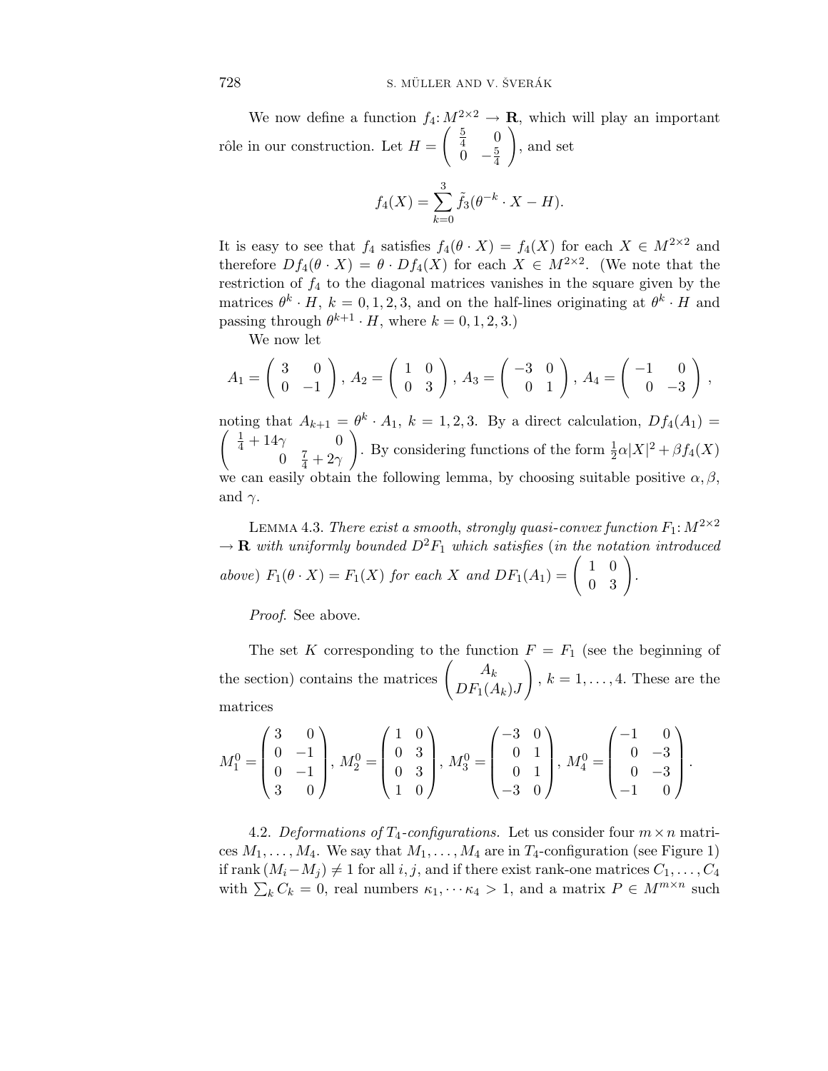We now define a function $f_4 \colon M^{2\times 2} \to \mathbf{R}$, which will play an important rôle in our construction. Let $H = \begin{pmatrix} \frac{5}{4} & 0 \\ 0 & -\frac{5}{4} \end{pmatrix}$, and set

$$f_4(X) = \sum_{k=0}^{3} \tilde{f}_3(\theta^{-k} \cdot X - H).$$

It is easy to see that $f_4$ satisfies $f_4(\theta \cdot X) = f_4(X)$ for each $X \in M^{2\times 2}$ and therefore $Df_4(\theta \cdot X) = \theta \cdot Df_4(X)$ for each $X \in M^{2\times 2}$. (We note that the restriction of $f_4$ to the diagonal matrices vanishes in the square given by the matrices $\theta^k \cdot H$, $k = 0, 1, 2, 3$, and on the half-lines originating at $\theta^k \cdot H$ and passing through $\theta^{k+1} \cdot H$, where $k = 0, 1, 2, 3$.)

We now let

$$A_1 = \begin{pmatrix} 3 & 0 \\ 0 & -1 \end{pmatrix},\ A_2 = \begin{pmatrix} 1 & 0 \\ 0 & 3 \end{pmatrix},\ A_3 = \begin{pmatrix} -3 & 0 \\ 0 & 1 \end{pmatrix},\ A_4 = \begin{pmatrix} -1 & 0 \\ 0 & -3 \end{pmatrix},$$

noting that $A_{k+1} = \theta^k \cdot A_1$, $k = 1, 2, 3$. By a direct calculation, $Df_4(A_1) = \begin{pmatrix} \frac{1}{4} + 14\gamma & 0 \\ 0 & \frac{7}{4} + 2\gamma \end{pmatrix}$. By considering functions of the form $\frac{1}{2}\alpha|X|^2 + \beta f_4(X)$ we can easily obtain the following lemma, by choosing suitable positive $\alpha, \beta$, and $\gamma$.

Lemma 4.3. *There exist a smooth, strongly quasi-convex function $F_1 \colon M^{2\times 2} \to \mathbf{R}$ with uniformly bounded $D^2F_1$ which satisfies (in the notation introduced above) $F_1(\theta \cdot X) = F_1(X)$ for each $X$ and $DF_1(A_1) = \begin{pmatrix} 1 & 0 \\ 0 & 3 \end{pmatrix}$.*

*Proof.* See above.

The set $K$ corresponding to the function $F = F_1$ (see the beginning of the section) contains the matrices $\begin{pmatrix} A_k \\ DF_1(A_k)J \end{pmatrix}$, $k = 1, \ldots, 4$. These are the matrices

$$M_1^0 = \begin{pmatrix} 3 & 0 \\ 0 & -1 \\ 0 & -1 \\ 3 & 0 \end{pmatrix},\ M_2^0 = \begin{pmatrix} 1 & 0 \\ 0 & 3 \\ 0 & 3 \\ 1 & 0 \end{pmatrix},\ M_3^0 = \begin{pmatrix} -3 & 0 \\ 0 & 1 \\ 0 & 1 \\ -3 & 0 \end{pmatrix},\ M_4^0 = \begin{pmatrix} -1 & 0 \\ 0 & -3 \\ 0 & -3 \\ -1 & 0 \end{pmatrix}.$$

4.2. *Deformations of $T_4$-configurations.* Let us consider four $m \times n$ matrices $M_1, \ldots, M_4$. We say that $M_1, \ldots, M_4$ are in $T_4$-configuration (see Figure 1) if $\operatorname{rank}(M_i - M_j) \neq 1$ for all $i, j$, and if there exist rank-one matrices $C_1, \ldots, C_4$ with $\sum_k C_k = 0$, real numbers $\kappa_1, \cdots \kappa_4 > 1$, and a matrix $P \in M^{m\times n}$ such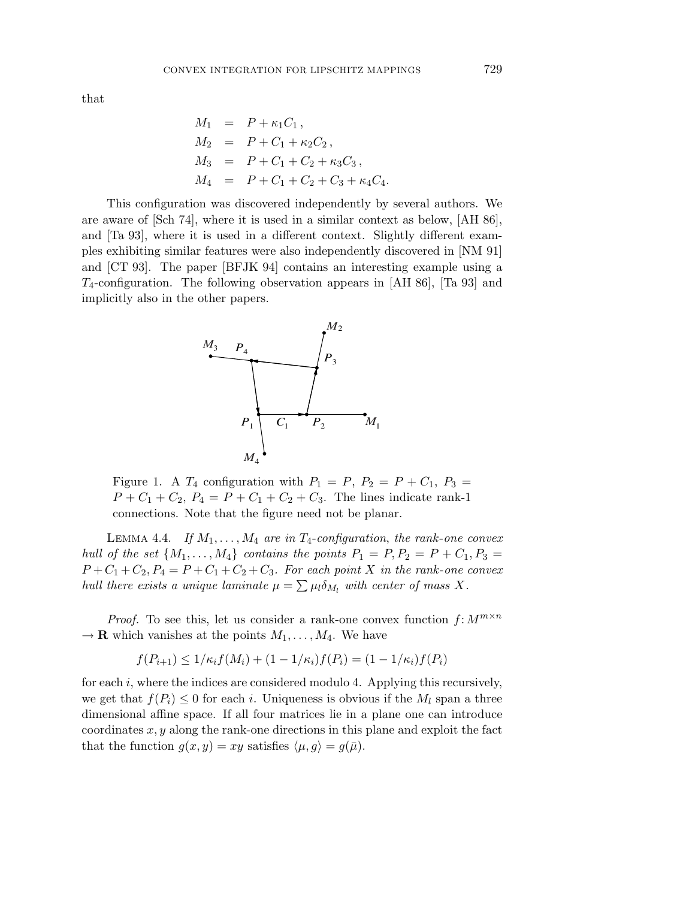that

$$
\begin{aligned}
M_1 &= P + \kappa_1 C_1\,, \\
M_2 &= P + C_1 + \kappa_2 C_2\,, \\
M_3 &= P + C_1 + C_2 + \kappa_3 C_3\,, \\
M_4 &= P + C_1 + C_2 + C_3 + \kappa_4 C_4.
\end{aligned}
$$

This configuration was discovered independently by several authors. We are aware of [Sch 74], where it is used in a similar context as below, [AH 86], and [Ta 93], where it is used in a different context. Slightly different examples exhibiting similar features were also independently discovered in [NM 91] and [CT 93]. The paper [BFJK 94] contains an interesting example using a $T_4$-configuration. The following observation appears in [AH 86], [Ta 93] and implicitly also in the other papers.

Figure 1. A $T_4$ configuration with $P_1 = P,\ P_2 = P + C_1,\ P_3 = P + C_1 + C_2,\ P_4 = P + C_1 + C_2 + C_3$. The lines indicate rank-1 connections. Note that the figure need not be planar.

Lemma 4.4. *If $M_1, \ldots, M_4$ are in $T_4$-configuration, the rank-one convex hull of the set $\{M_1, \ldots, M_4\}$ contains the points $P_1 = P, P_2 = P + C_1, P_3 = P + C_1 + C_2, P_4 = P + C_1 + C_2 + C_3$. For each point $X$ in the rank-one convex hull there exists a unique laminate $\mu = \sum \mu_l \delta_{M_l}$ with center of mass $X$.*

*Proof.* To see this, let us consider a rank-one convex function $f\colon M^{m\times n} \to \mathbf{R}$ which vanishes at the points $M_1, \ldots, M_4$. We have

$$
f(P_{i+1}) \le 1/\kappa_i f(M_i) + (1 - 1/\kappa_i) f(P_i) = (1 - 1/\kappa_i) f(P_i)
$$

for each $i$, where the indices are considered modulo 4. Applying this recursively, we get that $f(P_i) \le 0$ for each $i$. Uniqueness is obvious if the $M_l$ span a three dimensional affine space. If all four matrices lie in a plane one can introduce coordinates $x, y$ along the rank-one directions in this plane and exploit the fact that the function $g(x, y) = xy$ satisfies $\langle \mu, g\rangle = g(\bar{\mu})$.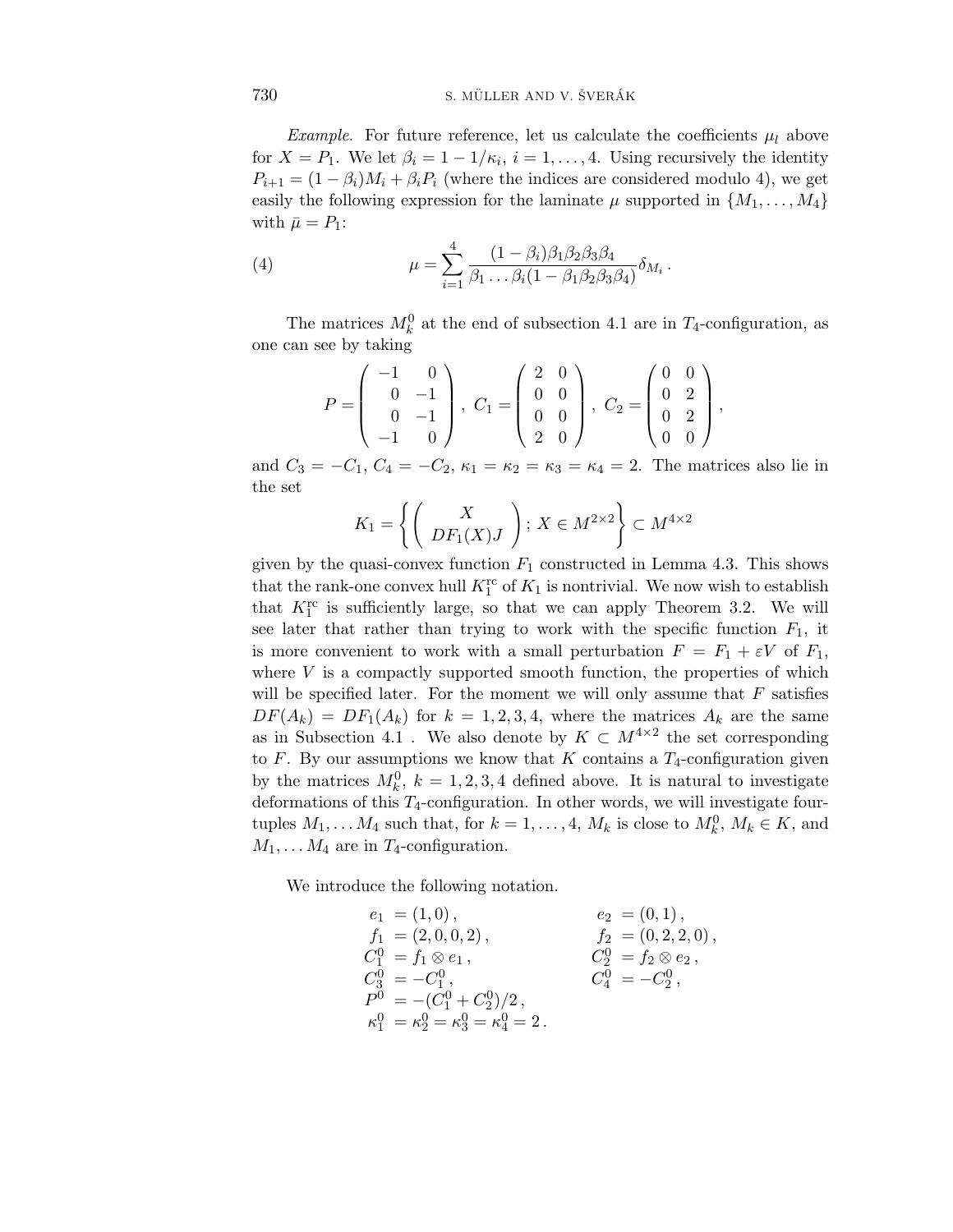*Example*. For future reference, let us calculate the coefficients $\mu_l$ above for $X = P_1$. We let $\beta_i = 1 - 1/\kappa_i$, $i = 1, \ldots, 4$. Using recursively the identity $P_{i+1} = (1 - \beta_i)M_i + \beta_i P_i$ (where the indices are considered modulo 4), we get easily the following expression for the laminate $\mu$ supported in $\{M_1, \ldots, M_4\}$ with $\bar{\mu} = P_1$:

$$\mu = \sum_{i=1}^{4} \frac{(1-\beta_i)\beta_1\beta_2\beta_3\beta_4}{\beta_1 \ldots \beta_i(1 - \beta_1\beta_2\beta_3\beta_4)} \delta_{M_i} \,. \tag{4}$$

The matrices $M_k^0$ at the end of subsection 4.1 are in $T_4$-configuration, as one can see by taking

$$P = \begin{pmatrix} -1 & 0 \\ 0 & -1 \\ 0 & -1 \\ -1 & 0 \end{pmatrix}, \; C_1 = \begin{pmatrix} 2 & 0 \\ 0 & 0 \\ 0 & 0 \\ 2 & 0 \end{pmatrix}, \; C_2 = \begin{pmatrix} 0 & 0 \\ 0 & 2 \\ 0 & 2 \\ 0 & 0 \end{pmatrix},$$

and $C_3 = -C_1$, $C_4 = -C_2$, $\kappa_1 = \kappa_2 = \kappa_3 = \kappa_4 = 2$. The matrices also lie in the set

$$K_1 = \left\{ \begin{pmatrix} X \\ DF_1(X)J \end{pmatrix}; \, X \in M^{2\times 2} \right\} \subset M^{4\times 2}$$

given by the quasi-convex function $F_1$ constructed in Lemma 4.3. This shows that the rank-one convex hull $K_1^{\mathrm{rc}}$ of $K_1$ is nontrivial. We now wish to establish that $K_1^{\mathrm{rc}}$ is sufficiently large, so that we can apply Theorem 3.2. We will see later that rather than trying to work with the specific function $F_1$, it is more convenient to work with a small perturbation $F = F_1 + \varepsilon V$ of $F_1$, where $V$ is a compactly supported smooth function, the properties of which will be specified later. For the moment we will only assume that $F$ satisfies $DF(A_k) = DF_1(A_k)$ for $k = 1, 2, 3, 4$, where the matrices $A_k$ are the same as in Subsection 4.1 . We also denote by $K \subset M^{4\times 2}$ the set corresponding to $F$. By our assumptions we know that $K$ contains a $T_4$-configuration given by the matrices $M_k^0$, $k = 1, 2, 3, 4$ defined above. It is natural to investigate deformations of this $T_4$-configuration. In other words, we will investigate four-tuples $M_1, \ldots M_4$ such that, for $k = 1, \ldots, 4$, $M_k$ is close to $M_k^0$, $M_k \in K$, and $M_1, \ldots M_4$ are in $T_4$-configuration.

We introduce the following notation.

$$\begin{aligned}
e_1 &= (1, 0)\,, & e_2 &= (0, 1)\,, \\
f_1 &= (2, 0, 0, 2)\,, & f_2 &= (0, 2, 2, 0)\,, \\
C_1^0 &= f_1 \otimes e_1\,, & C_2^0 &= f_2 \otimes e_2\,, \\
C_3^0 &= -C_1^0\,, & C_4^0 &= -C_2^0\,, \\
P^0 &= -(C_1^0 + C_2^0)/2\,, & & \\
\kappa_1^0 &= \kappa_2^0 = \kappa_3^0 = \kappa_4^0 = 2\,. & &
\end{aligned}$$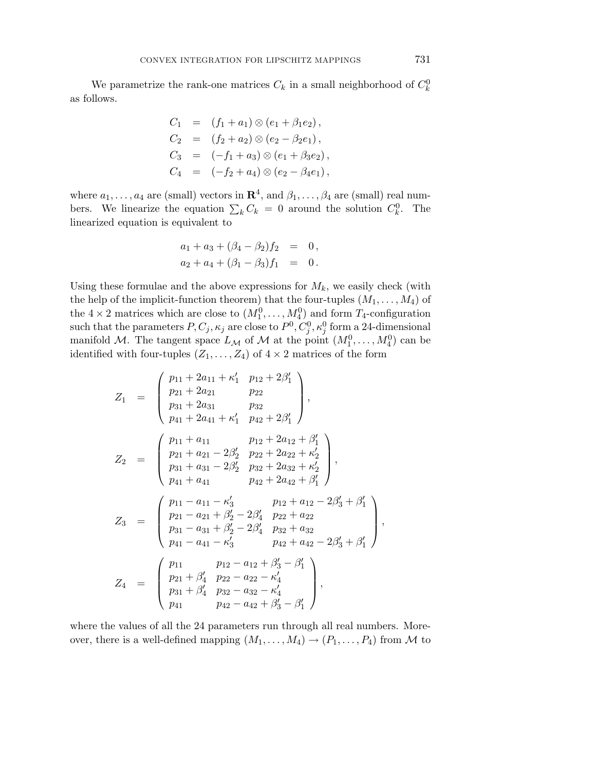We parametrize the rank-one matrices $C_k$ in a small neighborhood of $C_k^0$ as follows.

$$
\begin{aligned}
C_1 &= (f_1 + a_1) \otimes (e_1 + \beta_1 e_2)\,, \\
C_2 &= (f_2 + a_2) \otimes (e_2 - \beta_2 e_1)\,, \\
C_3 &= (-f_1 + a_3) \otimes (e_1 + \beta_3 e_2)\,, \\
C_4 &= (-f_2 + a_4) \otimes (e_2 - \beta_4 e_1)\,,
\end{aligned}
$$

where $a_1, \ldots, a_4$ are (small) vectors in $\mathbf{R}^4$, and $\beta_1, \ldots, \beta_4$ are (small) real numbers. We linearize the equation $\sum_k C_k = 0$ around the solution $C_k^0$. The linearized equation is equivalent to

$$
\begin{aligned}
a_1 + a_3 + (\beta_4 - \beta_2) f_2 &= 0\,, \\
a_2 + a_4 + (\beta_1 - \beta_3) f_1 &= 0\,.
\end{aligned}
$$

Using these formulae and the above expressions for $M_k$, we easily check (with the help of the implicit-function theorem) that the four-tuples $(M_1, \ldots, M_4)$ of the $4 \times 2$ matrices which are close to $(M_1^0, \ldots, M_4^0)$ and form $T_4$-configuration such that the parameters $P, C_j, \kappa_j$ are close to $P^0, C_j^0, \kappa_j^0$ form a 24-dimensional manifold $\mathcal{M}$. The tangent space $L_{\mathcal{M}}$ of $\mathcal{M}$ at the point $(M_1^0, \ldots, M_4^0)$ can be identified with four-tuples $(Z_1, \ldots, Z_4)$ of $4 \times 2$ matrices of the form

$$
Z_1 = \begin{pmatrix} p_{11} + 2a_{11} + \kappa_1' & p_{12} + 2\beta_1' \\ p_{21} + 2a_{21} & p_{22} \\ p_{31} + 2a_{31} & p_{32} \\ p_{41} + 2a_{41} + \kappa_1' & p_{42} + 2\beta_1' \end{pmatrix},
$$

$$
Z_2 = \begin{pmatrix} p_{11} + a_{11} & p_{12} + 2a_{12} + \beta_1' \\ p_{21} + a_{21} - 2\beta_2' & p_{22} + 2a_{22} + \kappa_2' \\ p_{31} + a_{31} - 2\beta_2' & p_{32} + 2a_{32} + \kappa_2' \\ p_{41} + a_{41} & p_{42} + 2a_{42} + \beta_1' \end{pmatrix},
$$

$$
Z_3 = \begin{pmatrix} p_{11} - a_{11} - \kappa_3' & p_{12} + a_{12} - 2\beta_3' + \beta_1' \\ p_{21} - a_{21} + \beta_2' - 2\beta_4' & p_{22} + a_{22} \\ p_{31} - a_{31} + \beta_2' - 2\beta_4' & p_{32} + a_{32} \\ p_{41} - a_{41} - \kappa_3' & p_{42} + a_{42} - 2\beta_3' + \beta_1' \end{pmatrix},
$$

$$
Z_4 = \begin{pmatrix} p_{11} & p_{12} - a_{12} + \beta_3' - \beta_1' \\ p_{21} + \beta_4' & p_{22} - a_{22} - \kappa_4' \\ p_{31} + \beta_4' & p_{32} - a_{32} - \kappa_4' \\ p_{41} & p_{42} - a_{42} + \beta_3' - \beta_1' \end{pmatrix},
$$

where the values of all the 24 parameters run through all real numbers. Moreover, there is a well-defined mapping $(M_1, \ldots, M_4) \to (P_1, \ldots, P_4)$ from $\mathcal{M}$ to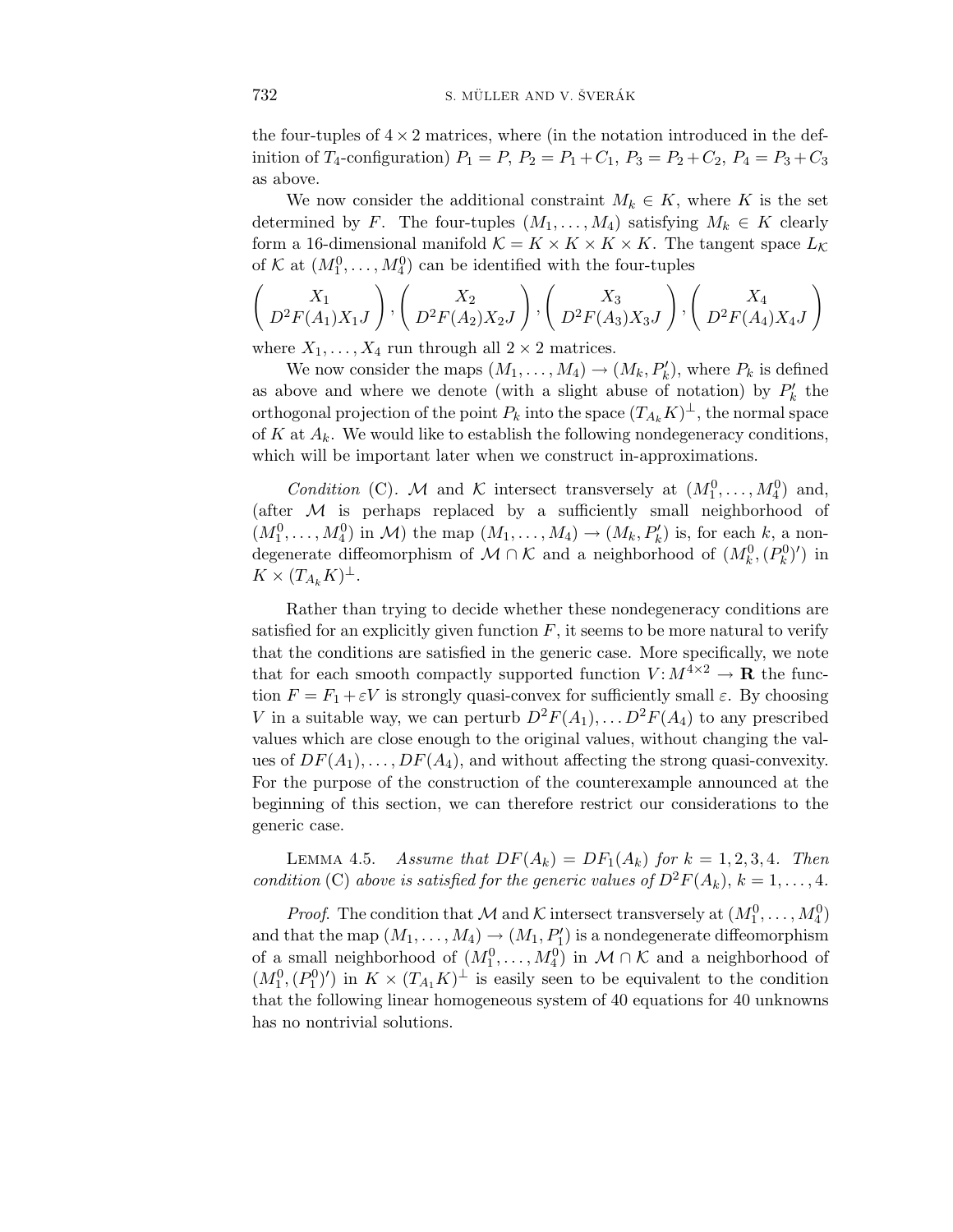the four-tuples of $4 \times 2$ matrices, where (in the notation introduced in the definition of $T_4$-configuration) $P_1 = P$, $P_2 = P_1 + C_1$, $P_3 = P_2 + C_2$, $P_4 = P_3 + C_3$ as above.

We now consider the additional constraint $M_k \in K$, where $K$ is the set determined by $F$. The four-tuples $(M_1, \ldots, M_4)$ satisfying $M_k \in K$ clearly form a 16-dimensional manifold $\mathcal{K} = K \times K \times K \times K$. The tangent space $L_{\mathcal{K}}$ of $\mathcal{K}$ at $(M_1^0, \ldots, M_4^0)$ can be identified with the four-tuples

$$\begin{pmatrix} X_1 \\ D^2F(A_1)X_1J \end{pmatrix}, \begin{pmatrix} X_2 \\ D^2F(A_2)X_2J \end{pmatrix}, \begin{pmatrix} X_3 \\ D^2F(A_3)X_3J \end{pmatrix}, \begin{pmatrix} X_4 \\ D^2F(A_4)X_4J \end{pmatrix}$$

where $X_1, \ldots, X_4$ run through all $2 \times 2$ matrices.

We now consider the maps $(M_1, \ldots, M_4) \to (M_k, P_k')$, where $P_k$ is defined as above and where we denote (with a slight abuse of notation) by $P_k'$ the orthogonal projection of the point $P_k$ into the space $(T_{A_k}K)^\perp$, the normal space of $K$ at $A_k$. We would like to establish the following nondegeneracy conditions, which will be important later when we construct in-approximations.

*Condition* (C). $\mathcal{M}$ and $\mathcal{K}$ intersect transversely at $(M_1^0, \ldots, M_4^0)$ and, (after $\mathcal{M}$ is perhaps replaced by a sufficiently small neighborhood of $(M_1^0, \ldots, M_4^0)$ in $\mathcal{M}$) the map $(M_1, \ldots, M_4) \to (M_k, P_k')$ is, for each $k$, a nondegenerate diffeomorphism of $\mathcal{M} \cap \mathcal{K}$ and a neighborhood of $(M_k^0, (P_k^0)')$ in $K \times (T_{A_k}K)^\perp$.

Rather than trying to decide whether these nondegeneracy conditions are satisfied for an explicitly given function $F$, it seems to be more natural to verify that the conditions are satisfied in the generic case. More specifically, we note that for each smooth compactly supported function $V \colon M^{4\times 2} \to \mathbf{R}$ the function $F = F_1 + \varepsilon V$ is strongly quasi-convex for sufficiently small $\varepsilon$. By choosing $V$ in a suitable way, we can perturb $D^2F(A_1), \ldots D^2F(A_4)$ to any prescribed values which are close enough to the original values, without changing the values of $DF(A_1), \ldots, DF(A_4)$, and without affecting the strong quasi-convexity. For the purpose of the construction of the counterexample announced at the beginning of this section, we can therefore restrict our considerations to the generic case.

Lemma 4.5. *Assume that* $DF(A_k) = DF_1(A_k)$ *for* $k = 1, 2, 3, 4$. *Then condition* (C) *above is satisfied for the generic values of* $D^2F(A_k)$, $k = 1, \ldots, 4$.

*Proof.* The condition that $\mathcal{M}$ and $\mathcal{K}$ intersect transversely at $(M_1^0, \ldots, M_4^0)$ and that the map $(M_1, \ldots, M_4) \to (M_1, P_1')$ is a nondegenerate diffeomorphism of a small neighborhood of $(M_1^0, \ldots, M_4^0)$ in $\mathcal{M} \cap \mathcal{K}$ and a neighborhood of $(M_1^0, (P_1^0)')$ in $K \times (T_{A_1}K)^\perp$ is easily seen to be equivalent to the condition that the following linear homogeneous system of 40 equations for 40 unknowns has no nontrivial solutions.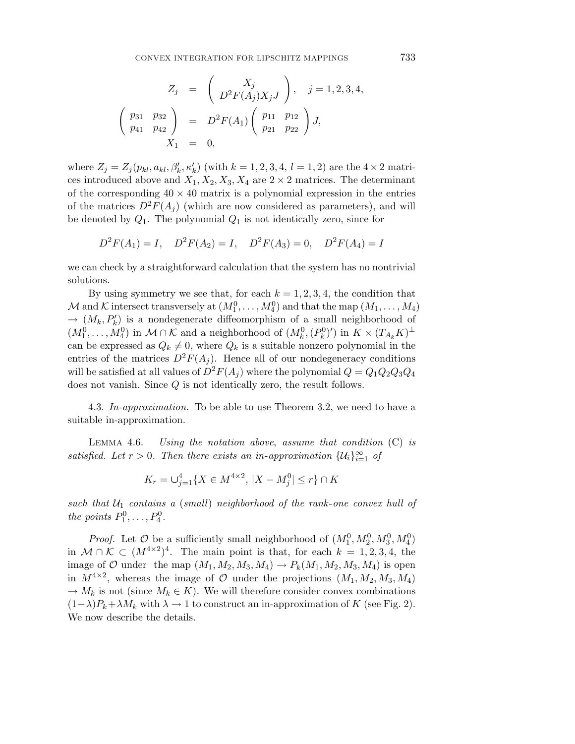$$
\begin{aligned}
Z_j &= \begin{pmatrix} X_j \\ D^2F(A_j)X_jJ \end{pmatrix}, \quad j = 1,2,3,4, \\
\begin{pmatrix} p_{31} & p_{32} \\ p_{41} & p_{42} \end{pmatrix} &= D^2F(A_1) \begin{pmatrix} p_{11} & p_{12} \\ p_{21} & p_{22} \end{pmatrix} J, \\
X_1 &= 0,
\end{aligned}
$$

where $Z_j = Z_j(p_{kl}, a_{kl}, \beta'_k, \kappa'_k)$ (with $k = 1,2,3,4$, $l = 1,2$) are the $4 \times 2$ matrices introduced above and $X_1, X_2, X_3, X_4$ are $2 \times 2$ matrices. The determinant of the corresponding $40 \times 40$ matrix is a polynomial expression in the entries of the matrices $D^2F(A_j)$ (which are now considered as parameters), and will be denoted by $Q_1$. The polynomial $Q_1$ is not identically zero, since for

$$
D^2F(A_1) = I, \quad D^2F(A_2) = I, \quad D^2F(A_3) = 0, \quad D^2F(A_4) = I
$$

we can check by a straightforward calculation that the system has no nontrivial solutions.

By using symmetry we see that, for each $k = 1,2,3,4$, the condition that $\mathcal{M}$ and $\mathcal{K}$ intersect transversely at $(M_1^0, \ldots, M_4^0)$ and that the map $(M_1, \ldots, M_4) \to (M_k, P'_k)$ is a nondegenerate diffeomorphism of a small neighborhood of $(M_1^0, \ldots, M_4^0)$ in $\mathcal{M} \cap \mathcal{K}$ and a neighborhood of $(M_k^0, (P_k^0)')$ in $K \times (T_{A_k}K)^\perp$ can be expressed as $Q_k \neq 0$, where $Q_k$ is a suitable nonzero polynomial in the entries of the matrices $D^2F(A_j)$. Hence all of our nondegeneracy conditions will be satisfied at all values of $D^2F(A_j)$ where the polynomial $Q = Q_1Q_2Q_3Q_4$ does not vanish. Since $Q$ is not identically zero, the result follows.

4.3. *In-approximation.* To be able to use Theorem 3.2, we need to have a suitable in-approximation.

Lemma 4.6. *Using the notation above, assume that condition* (C) *is satisfied. Let $r > 0$. Then there exists an in-approximation $\{\mathcal{U}_i\}_{i=1}^\infty$ of*

$$
K_r = \cup_{j=1}^4 \{X \in M^{4\times 2},\, |X - M_j^0| \leq r\} \cap K
$$

*such that $\mathcal{U}_1$ contains a (small) neighborhood of the rank-one convex hull of the points $P_1^0, \ldots, P_4^0$.*

*Proof.* Let $\mathcal{O}$ be a sufficiently small neighborhood of $(M_1^0, M_2^0, M_3^0, M_4^0)$ in $\mathcal{M} \cap \mathcal{K} \subset (M^{4\times 2})^4$. The main point is that, for each $k = 1,2,3,4$, the image of $\mathcal{O}$ under the map $(M_1, M_2, M_3, M_4) \to P_k(M_1, M_2, M_3, M_4)$ is open in $M^{4\times 2}$, whereas the image of $\mathcal{O}$ under the projections $(M_1, M_2, M_3, M_4) \to M_k$ is not (since $M_k \in K$). We will therefore consider convex combinations $(1-\lambda)P_k + \lambda M_k$ with $\lambda \to 1$ to construct an in-approximation of $K$ (see Fig. 2). We now describe the details.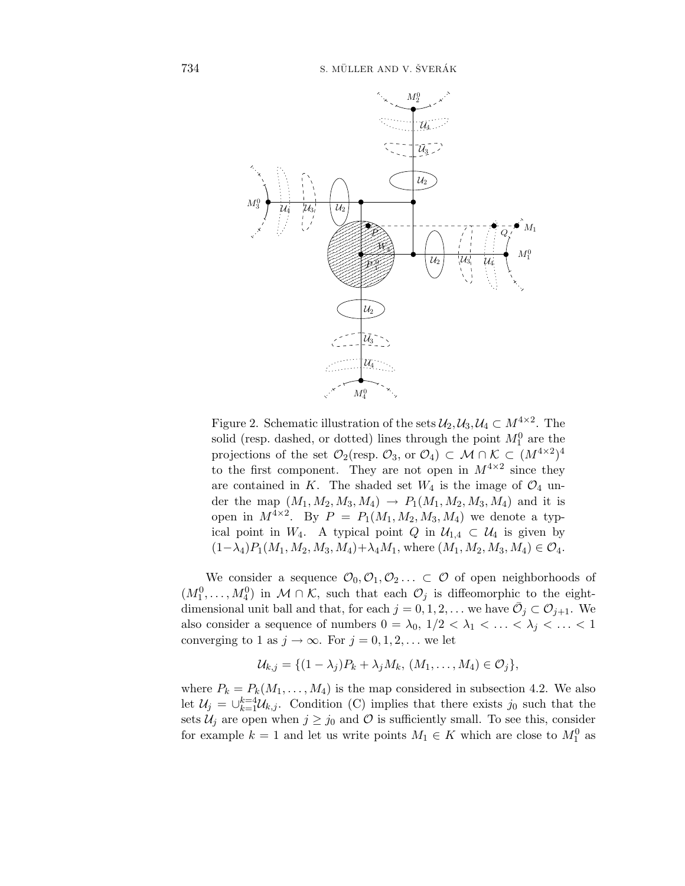Figure 2. Schematic illustration of the sets $\mathcal{U}_2, \mathcal{U}_3, \mathcal{U}_4 \subset M^{4\times 2}$. The solid (resp. dashed, or dotted) lines through the point $M_1^0$ are the projections of the set $\mathcal{O}_2$(resp. $\mathcal{O}_3$, or $\mathcal{O}_4$) $\subset \mathcal{M} \cap \mathcal{K} \subset (M^{4\times 2})^4$ to the first component. They are not open in $M^{4\times 2}$ since they are contained in $K$. The shaded set $W_4$ is the image of $\mathcal{O}_4$ under the map $(M_1, M_2, M_3, M_4) \to P_1(M_1, M_2, M_3, M_4)$ and it is open in $M^{4\times 2}$. By $P = P_1(M_1, M_2, M_3, M_4)$ we denote a typical point in $W_4$. A typical point $Q$ in $\mathcal{U}_{1,4} \subset \mathcal{U}_4$ is given by $(1-\lambda_4)P_1(M_1, M_2, M_3, M_4) + \lambda_4 M_1$, where $(M_1, M_2, M_3, M_4) \in \mathcal{O}_4$.

We consider a sequence $\mathcal{O}_0, \mathcal{O}_1, \mathcal{O}_2 \ldots \subset \mathcal{O}$ of open neighborhoods of $(M_1^0, \ldots, M_4^0)$ in $\mathcal{M} \cap \mathcal{K}$, such that each $\mathcal{O}_j$ is diffeomorphic to the eight-dimensional unit ball and that, for each $j = 0, 1, 2, \ldots$ we have $\bar{\mathcal{O}}_j \subset \mathcal{O}_{j+1}$. We also consider a sequence of numbers $0 = \lambda_0$, $1/2 < \lambda_1 < \ldots < \lambda_j < \ldots < 1$ converging to 1 as $j \to \infty$. For $j = 0, 1, 2, \ldots$ we let

$$\mathcal{U}_{k,j} = \{(1-\lambda_j)P_k + \lambda_j M_k,\ (M_1, \ldots, M_4) \in \mathcal{O}_j\},$$

where $P_k = P_k(M_1, \ldots, M_4)$ is the map considered in subsection 4.2. We also let $\mathcal{U}_j = \cup_{k=1}^{k=4} \mathcal{U}_{k,j}$. Condition (C) implies that there exists $j_0$ such that the sets $\mathcal{U}_j$ are open when $j \geq j_0$ and $\mathcal{O}$ is sufficiently small. To see this, consider for example $k = 1$ and let us write points $M_1 \in K$ which are close to $M_1^0$ as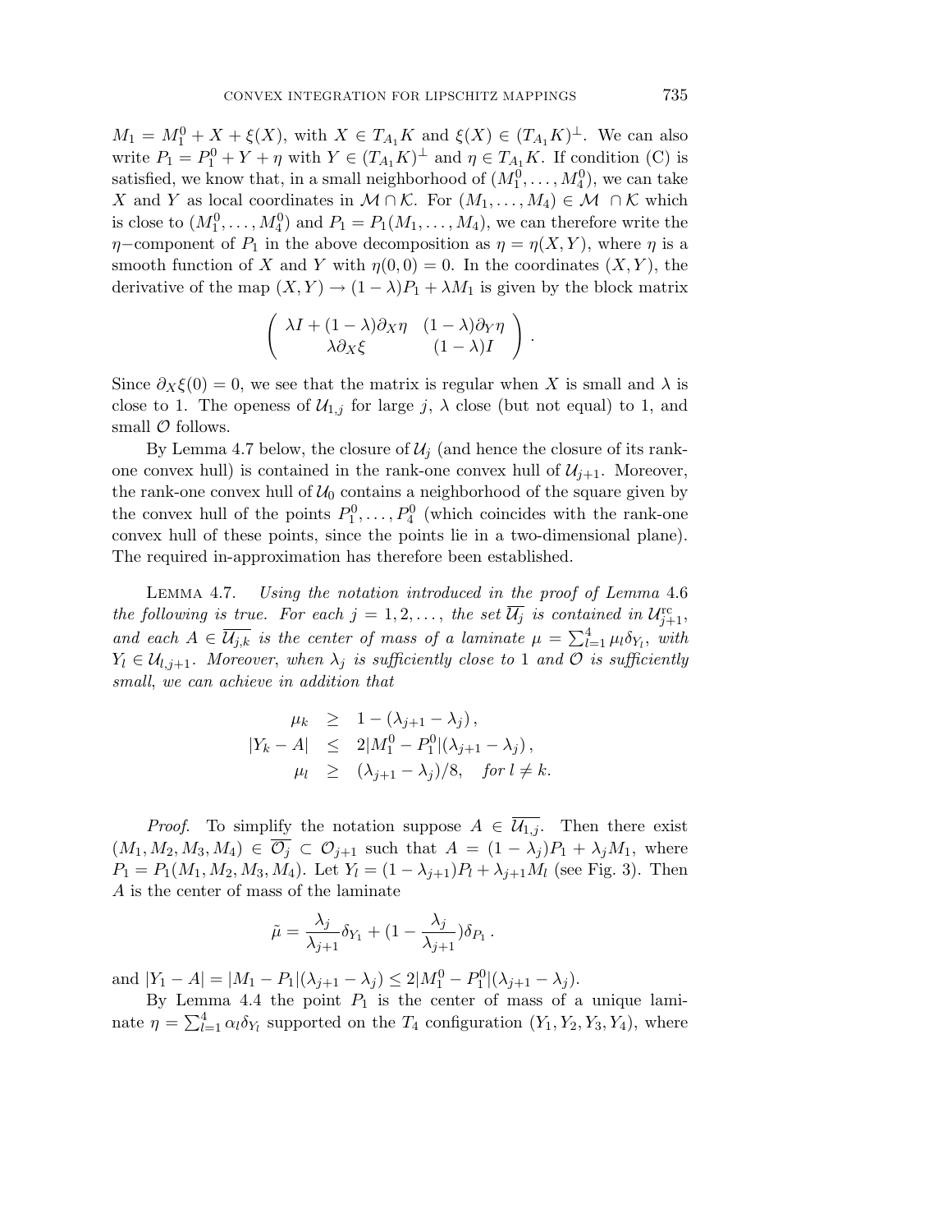$M_1 = M_1^0 + X + \xi(X)$, with $X \in T_{A_1}K$ and $\xi(X) \in (T_{A_1}K)^\perp$. We can also write $P_1 = P_1^0 + Y + \eta$ with $Y \in (T_{A_1}K)^\perp$ and $\eta \in T_{A_1}K$. If condition (C) is satisfied, we know that, in a small neighborhood of $(M_1^0, \dots, M_4^0)$, we can take $X$ and $Y$ as local coordinates in $\mathcal{M} \cap \mathcal{K}$. For $(M_1, \dots, M_4) \in \mathcal{M} \cap \mathcal{K}$ which is close to $(M_1^0, \dots, M_4^0)$ and $P_1 = P_1(M_1, \dots, M_4)$, we can therefore write the $\eta$−component of $P_1$ in the above decomposition as $\eta = \eta(X, Y)$, where $\eta$ is a smooth function of $X$ and $Y$ with $\eta(0,0) = 0$. In the coordinates $(X, Y)$, the derivative of the map $(X, Y) \to (1-\lambda)P_1 + \lambda M_1$ is given by the block matrix

$$\begin{pmatrix} \lambda I + (1-\lambda)\partial_X \eta & (1-\lambda)\partial_Y \eta \\ \lambda \partial_X \xi & (1-\lambda) I \end{pmatrix}.$$

Since $\partial_X \xi(0) = 0$, we see that the matrix is regular when $X$ is small and $\lambda$ is close to 1. The openess of $\mathcal{U}_{1,j}$ for large $j$, $\lambda$ close (but not equal) to 1, and small $\mathcal{O}$ follows.

By Lemma 4.7 below, the closure of $\mathcal{U}_j$ (and hence the closure of its rank-one convex hull) is contained in the rank-one convex hull of $\mathcal{U}_{j+1}$. Moreover, the rank-one convex hull of $\mathcal{U}_0$ contains a neighborhood of the square given by the convex hull of the points $P_1^0, \dots, P_4^0$ (which coincides with the rank-one convex hull of these points, since the points lie in a two-dimensional plane). The required in-approximation has therefore been established.

Lemma 4.7. *Using the notation introduced in the proof of Lemma* 4.6 *the following is true. For each $j = 1, 2, \dots$, the set $\overline{\mathcal{U}_j}$ is contained in $\mathcal{U}_{j+1}^{\mathrm{rc}}$, and each $A \in \overline{\mathcal{U}_{j,k}}$ is the center of mass of a laminate $\mu = \sum_{l=1}^4 \mu_l \delta_{Y_l}$, with $Y_l \in \mathcal{U}_{l,j+1}$. Moreover, when $\lambda_j$ is sufficiently close to* 1 *and $\mathcal{O}$ is sufficiently small, we can achieve in addition that*

$$\begin{aligned} \mu_k &\geq 1 - (\lambda_{j+1} - \lambda_j), \\ |Y_k - A| &\leq 2|M_1^0 - P_1^0|(\lambda_{j+1} - \lambda_j), \\ \mu_l &\geq (\lambda_{j+1} - \lambda_j)/8, \quad \textit{for } l \neq k. \end{aligned}$$

*Proof.* To simplify the notation suppose $A \in \overline{\mathcal{U}_{1,j}}$. Then there exist $(M_1, M_2, M_3, M_4) \in \overline{\mathcal{O}_j} \subset \mathcal{O}_{j+1}$ such that $A = (1-\lambda_j)P_1 + \lambda_j M_1$, where $P_1 = P_1(M_1, M_2, M_3, M_4)$. Let $Y_l = (1-\lambda_{j+1})P_l + \lambda_{j+1} M_l$ (see Fig. 3). Then $A$ is the center of mass of the laminate

$$\tilde{\mu} = \frac{\lambda_j}{\lambda_{j+1}} \delta_{Y_1} + \left(1 - \frac{\lambda_j}{\lambda_{j+1}}\right) \delta_{P_1}.$$

and $|Y_1 - A| = |M_1 - P_1|(\lambda_{j+1} - \lambda_j) \leq 2|M_1^0 - P_1^0|(\lambda_{j+1} - \lambda_j)$.

By Lemma 4.4 the point $P_1$ is the center of mass of a unique laminate $\eta = \sum_{l=1}^4 \alpha_l \delta_{Y_l}$ supported on the $T_4$ configuration $(Y_1, Y_2, Y_3, Y_4)$, where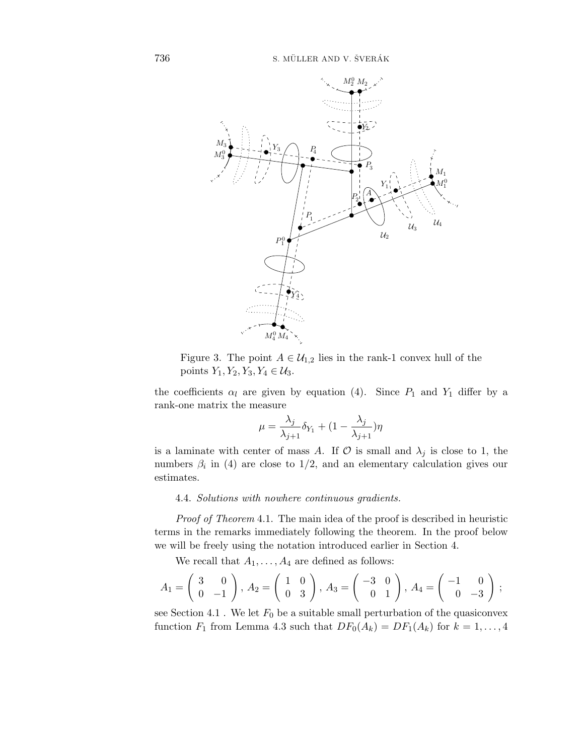Figure 3. The point $A \in \mathcal{U}_{1,2}$ lies in the rank-1 convex hull of the points $Y_1, Y_2, Y_3, Y_4 \in \mathcal{U}_3$.

the coefficients $\alpha_l$ are given by equation (4). Since $P_1$ and $Y_1$ differ by a rank-one matrix the measure

$$\mu = \frac{\lambda_j}{\lambda_{j+1}}\delta_{Y_1} + (1 - \frac{\lambda_j}{\lambda_{j+1}})\eta$$

is a laminate with center of mass $A$. If $\mathcal{O}$ is small and $\lambda_j$ is close to 1, the numbers $\beta_i$ in (4) are close to $1/2$, and an elementary calculation gives our estimates.

4.4. *Solutions with nowhere continuous gradients.*

*Proof of Theorem* 4.1. The main idea of the proof is described in heuristic terms in the remarks immediately following the theorem. In the proof below we will be freely using the notation introduced earlier in Section 4.

We recall that $A_1, \ldots, A_4$ are defined as follows:

$$A_1 = \begin{pmatrix} 3 & 0 \\ 0 & -1 \end{pmatrix},\ A_2 = \begin{pmatrix} 1 & 0 \\ 0 & 3 \end{pmatrix},\ A_3 = \begin{pmatrix} -3 & 0 \\ 0 & 1 \end{pmatrix},\ A_4 = \begin{pmatrix} -1 & 0 \\ 0 & -3 \end{pmatrix};$$

see Section 4.1 . We let $F_0$ be a suitable small perturbation of the quasiconvex function $F_1$ from Lemma 4.3 such that $DF_0(A_k) = DF_1(A_k)$ for $k = 1, \ldots, 4$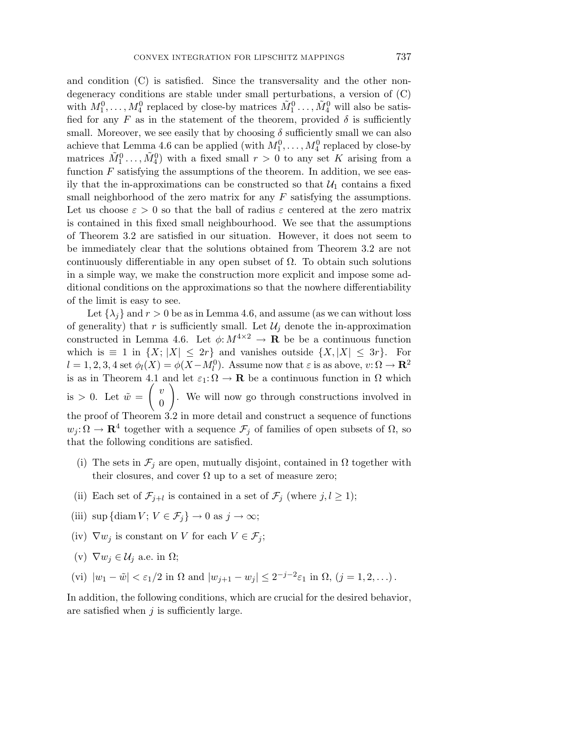and condition (C) is satisfied. Since the transversality and the other non-degeneracy conditions are stable under small perturbations, a version of (C) with $M_1^0, \dots, M_4^0$ replaced by close-by matrices $\tilde{M}_1^0 \dots, \tilde{M}_4^0$ will also be satisfied for any $F$ as in the statement of the theorem, provided $\delta$ is sufficiently small. Moreover, we see easily that by choosing $\delta$ sufficiently small we can also achieve that Lemma 4.6 can be applied (with $M_1^0, \dots, M_4^0$ replaced by close-by matrices $\tilde{M}_1^0 \dots, \tilde{M}_4^0$) with a fixed small $r > 0$ to any set $K$ arising from a function $F$ satisfying the assumptions of the theorem. In addition, we see easily that the in-approximations can be constructed so that $\mathcal{U}_1$ contains a fixed small neighborhood of the zero matrix for any $F$ satisfying the assumptions. Let us choose $\varepsilon > 0$ so that the ball of radius $\varepsilon$ centered at the zero matrix is contained in this fixed small neighbourhood. We see that the assumptions of Theorem 3.2 are satisfied in our situation. However, it does not seem to be immediately clear that the solutions obtained from Theorem 3.2 are not continuously differentiable in any open subset of $\Omega$. To obtain such solutions in a simple way, we make the construction more explicit and impose some additional conditions on the approximations so that the nowhere differentiability of the limit is easy to see.

Let $\{\lambda_j\}$ and $r > 0$ be as in Lemma 4.6, and assume (as we can without loss of generality) that $r$ is sufficiently small. Let $\mathcal{U}_j$ denote the in-approximation constructed in Lemma 4.6. Let $\phi\colon M^{4\times 2} \to \mathbf{R}$ be be a continuous function which is $\equiv 1$ in $\{X; |X| \le 2r\}$ and vanishes outside $\{X, |X| \le 3r\}$. For $l = 1, 2, 3, 4$ set $\phi_l(X) = \phi(X - M_l^0)$. Assume now that $\varepsilon$ is as above, $v\colon \Omega \to \mathbf{R}^2$ is as in Theorem 4.1 and let $\varepsilon_1\colon \Omega \to \mathbf{R}$ be a continuous function in $\Omega$ which is $> 0$. Let $\tilde{w} = \begin{pmatrix} v \\ 0 \end{pmatrix}$. We will now go through constructions involved in the proof of Theorem 3.2 in more detail and construct a sequence of functions $w_j\colon \Omega \to \mathbf{R}^4$ together with a sequence $\mathcal{F}_j$ of families of open subsets of $\Omega$, so that the following conditions are satisfied.

- (i) The sets in $\mathcal{F}_j$ are open, mutually disjoint, contained in $\Omega$ together with their closures, and cover $\Omega$ up to a set of measure zero;
- (ii) Each set of $\mathcal{F}_{j+l}$ is contained in a set of $\mathcal{F}_j$ (where $j, l \ge 1$);
- (iii) $\sup\{\operatorname{diam} V;\, V \in \mathcal{F}_j\} \to 0$ as $j \to \infty$;
- (iv) $\nabla w_j$ is constant on $V$ for each $V \in \mathcal{F}_j$;
- (v) $\nabla w_j \in \mathcal{U}_j$ a.e. in $\Omega$;
- (vi) $|w_1 - \tilde{w}| < \varepsilon_1/2$ in $\Omega$ and $|w_{j+1} - w_j| \le 2^{-j-2}\varepsilon_1$ in $\Omega$, $(j = 1, 2, \dots)$.

In addition, the following conditions, which are crucial for the desired behavior, are satisfied when $j$ is sufficiently large.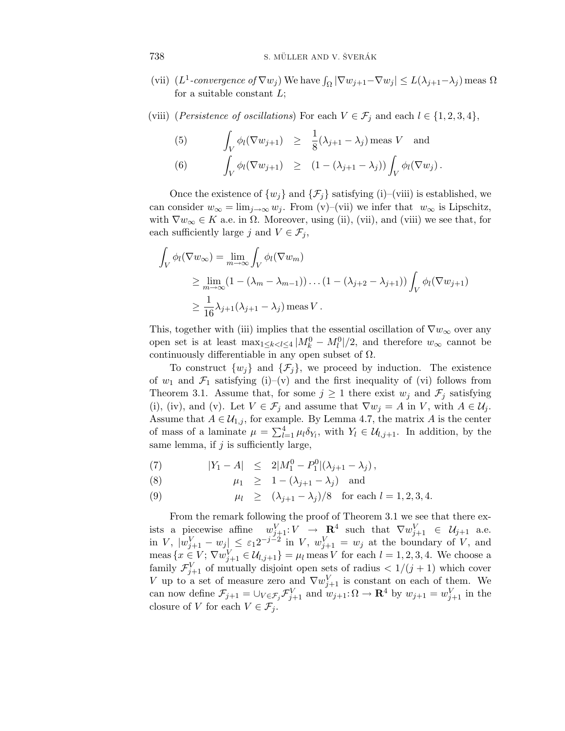(vii) ($L^1$-*convergence of* $\nabla w_j$) We have $\int_\Omega |\nabla w_{j+1} - \nabla w_j| \le L(\lambda_{j+1} - \lambda_j)\,\mathrm{meas}\,\Omega$ for a suitable constant $L$;

(viii) (*Persistence of oscillations*) For each $V \in \mathcal{F}_j$ and each $l \in \{1,2,3,4\}$,

$$\int_V \phi_l(\nabla w_{j+1}) \;\ge\; \frac{1}{8}(\lambda_{j+1} - \lambda_j)\,\mathrm{meas}\,V \quad \text{and} \tag{5}$$

$$\int_V \phi_l(\nabla w_{j+1}) \;\ge\; (1 - (\lambda_{j+1} - \lambda_j)) \int_V \phi_l(\nabla w_j)\,. \tag{6}$$

Once the existence of $\{w_j\}$ and $\{\mathcal{F}_j\}$ satisfying (i)–(viii) is established, we can consider $w_\infty = \lim_{j\to\infty} w_j$. From (v)–(vii) we infer that $w_\infty$ is Lipschitz, with $\nabla w_\infty \in K$ a.e. in $\Omega$. Moreover, using (ii), (vii), and (viii) we see that, for each sufficiently large $j$ and $V \in \mathcal{F}_j$,

$$\begin{aligned}
\int_V \phi_l(\nabla w_\infty) &= \lim_{m\to\infty} \int_V \phi_l(\nabla w_m) \\
&\ge \lim_{m\to\infty} (1 - (\lambda_m - \lambda_{m-1})) \dots (1 - (\lambda_{j+2} - \lambda_{j+1})) \int_V \phi_l(\nabla w_{j+1}) \\
&\ge \frac{1}{16} \lambda_{j+1}(\lambda_{j+1} - \lambda_j)\,\mathrm{meas}\,V\,.
\end{aligned}$$

This, together with (iii) implies that the essential oscillation of $\nabla w_\infty$ over any open set is at least $\max_{1\le k<l\le 4} |M_k^0 - M_l^0|/2$, and therefore $w_\infty$ cannot be continuously differentiable in any open subset of $\Omega$.

To construct $\{w_j\}$ and $\{\mathcal{F}_j\}$, we proceed by induction. The existence of $w_1$ and $\mathcal{F}_1$ satisfying (i)–(v) and the first inequality of (vi) follows from Theorem 3.1. Assume that, for some $j \ge 1$ there exist $w_j$ and $\mathcal{F}_j$ satisfying (i), (iv), and (v). Let $V \in \mathcal{F}_j$ and assume that $\nabla w_j = A$ in $V$, with $A \in \mathcal{U}_j$. Assume that $A \in \mathcal{U}_{1,j}$, for example. By Lemma 4.7, the matrix $A$ is the center of mass of a laminate $\mu = \sum_{l=1}^4 \mu_l \delta_{Y_l}$, with $Y_l \in \mathcal{U}_{l,j+1}$. In addition, by the same lemma, if $j$ is sufficiently large,

$$|Y_1 - A| \;\le\; 2|M_1^0 - P_1^0|(\lambda_{j+1} - \lambda_j)\,, \tag{7}$$

$$\mu_1 \;\ge\; 1 - (\lambda_{j+1} - \lambda_j) \quad \text{and} \tag{8}$$

$$\mu_l \;\ge\; (\lambda_{j+1} - \lambda_j)/8 \quad \text{for each } l = 1,2,3,4. \tag{9}$$

From the remark following the proof of Theorem 3.1 we see that there exists a piecewise affine $w_{j+1}^V : V \to \mathbf{R}^4$ such that $\nabla w_{j+1}^V \in \mathcal{U}_{j+1}$ a.e. in $V$, $|w_{j+1}^V - w_j| \le \varepsilon_1 2^{-j-2}$ in $V$, $w_{j+1}^V = w_j$ at the boundary of $V$, and $\mathrm{meas}\{x \in V;\, \nabla w_{j+1}^V \in \mathcal{U}_{l,j+1}\} = \mu_l\,\mathrm{meas}\,V$ for each $l = 1,2,3,4$. We choose a family $\mathcal{F}_{j+1}^V$ of mutually disjoint open sets of radius $< 1/(j+1)$ which cover $V$ up to a set of measure zero and $\nabla w_{j+1}^V$ is constant on each of them. We can now define $\mathcal{F}_{j+1} = \cup_{V\in\mathcal{F}_j} \mathcal{F}_{j+1}^V$ and $w_{j+1} : \Omega \to \mathbf{R}^4$ by $w_{j+1} = w_{j+1}^V$ in the closure of $V$ for each $V \in \mathcal{F}_j$.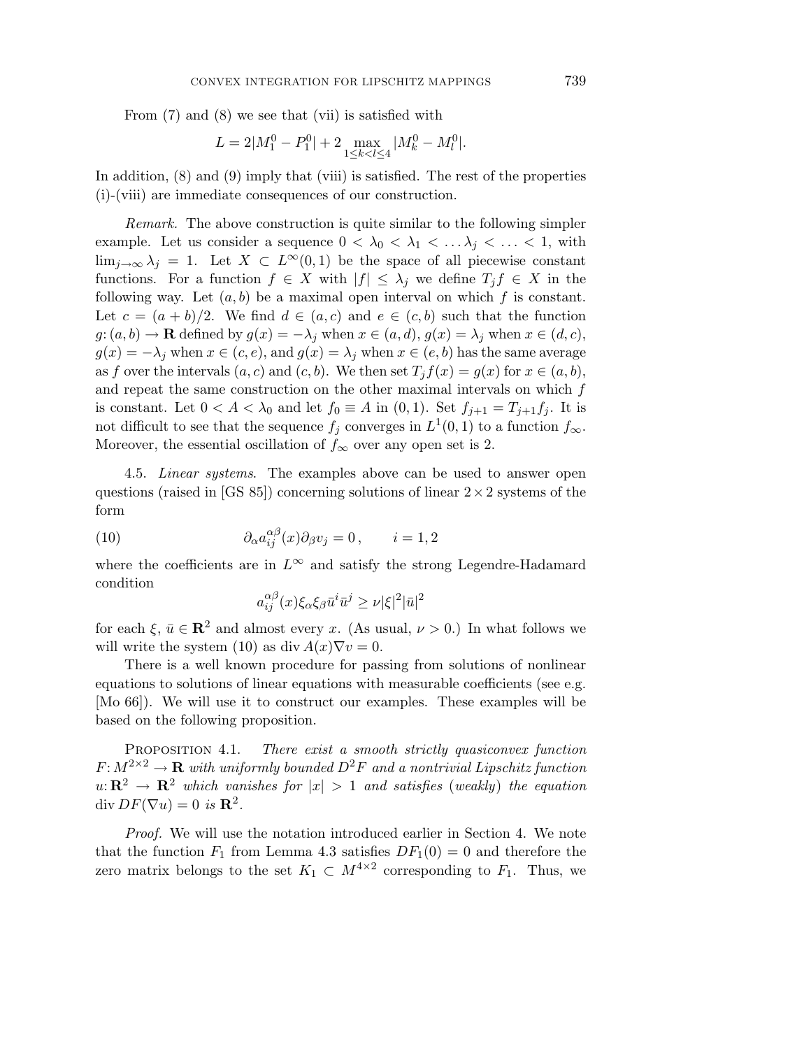From (7) and (8) we see that (vii) is satisfied with

$$L = 2|M_1^0 - P_1^0| + 2 \max_{1 \le k < l \le 4} |M_k^0 - M_l^0|.$$

In addition, (8) and (9) imply that (viii) is satisfied. The rest of the properties (i)-(viii) are immediate consequences of our construction.

*Remark.* The above construction is quite similar to the following simpler example. Let us consider a sequence $0 < \lambda_0 < \lambda_1 < \dots \lambda_j < \dots < 1$, with $\lim_{j\to\infty} \lambda_j = 1$. Let $X \subset L^\infty(0,1)$ be the space of all piecewise constant functions. For a function $f \in X$ with $|f| \le \lambda_j$ we define $T_j f \in X$ in the following way. Let $(a,b)$ be a maximal open interval on which $f$ is constant. Let $c = (a+b)/2$. We find $d \in (a,c)$ and $e \in (c,b)$ such that the function $g:(a,b) \to \mathbf{R}$ defined by $g(x) = -\lambda_j$ when $x \in (a,d)$, $g(x) = \lambda_j$ when $x \in (d,c)$, $g(x) = -\lambda_j$ when $x \in (c,e)$, and $g(x) = \lambda_j$ when $x \in (e,b)$ has the same average as $f$ over the intervals $(a,c)$ and $(c,b)$. We then set $T_j f(x) = g(x)$ for $x \in (a,b)$, and repeat the same construction on the other maximal intervals on which $f$ is constant. Let $0 < A < \lambda_0$ and let $f_0 \equiv A$ in $(0,1)$. Set $f_{j+1} = T_{j+1} f_j$. It is not difficult to see that the sequence $f_j$ converges in $L^1(0,1)$ to a function $f_\infty$. Moreover, the essential oscillation of $f_\infty$ over any open set is 2.

4.5. *Linear systems*. The examples above can be used to answer open questions (raised in [GS 85]) concerning solutions of linear $2 \times 2$ systems of the form

$$\partial_\alpha a_{ij}^{\alpha\beta}(x) \partial_\beta v_j = 0\,, \qquad i = 1,2 \tag{10}$$

where the coefficients are in $L^\infty$ and satisfy the strong Legendre-Hadamard condition

$$a_{ij}^{\alpha\beta}(x) \xi_\alpha \xi_\beta \bar{u}^i \bar{u}^j \ge \nu |\xi|^2 |\bar{u}|^2$$

for each $\xi$, $\bar{u} \in \mathbf{R}^2$ and almost every $x$. (As usual, $\nu > 0$.) In what follows we will write the system (10) as $\operatorname{div} A(x) \nabla v = 0$.

There is a well known procedure for passing from solutions of nonlinear equations to solutions of linear equations with measurable coefficients (see e.g. [Mo 66]). We will use it to construct our examples. These examples will be based on the following proposition.

Proposition 4.1. *There exist a smooth strictly quasiconvex function $F: M^{2\times 2} \to \mathbf{R}$ with uniformly bounded $D^2F$ and a nontrivial Lipschitz function $u: \mathbf{R}^2 \to \mathbf{R}^2$ which vanishes for $|x| > 1$ and satisfies* (*weakly*) *the equation $\operatorname{div} DF(\nabla u) = 0$ is $\mathbf{R}^2$.*

*Proof.* We will use the notation introduced earlier in Section 4. We note that the function $F_1$ from Lemma 4.3 satisfies $DF_1(0) = 0$ and therefore the zero matrix belongs to the set $K_1 \subset M^{4\times 2}$ corresponding to $F_1$. Thus, we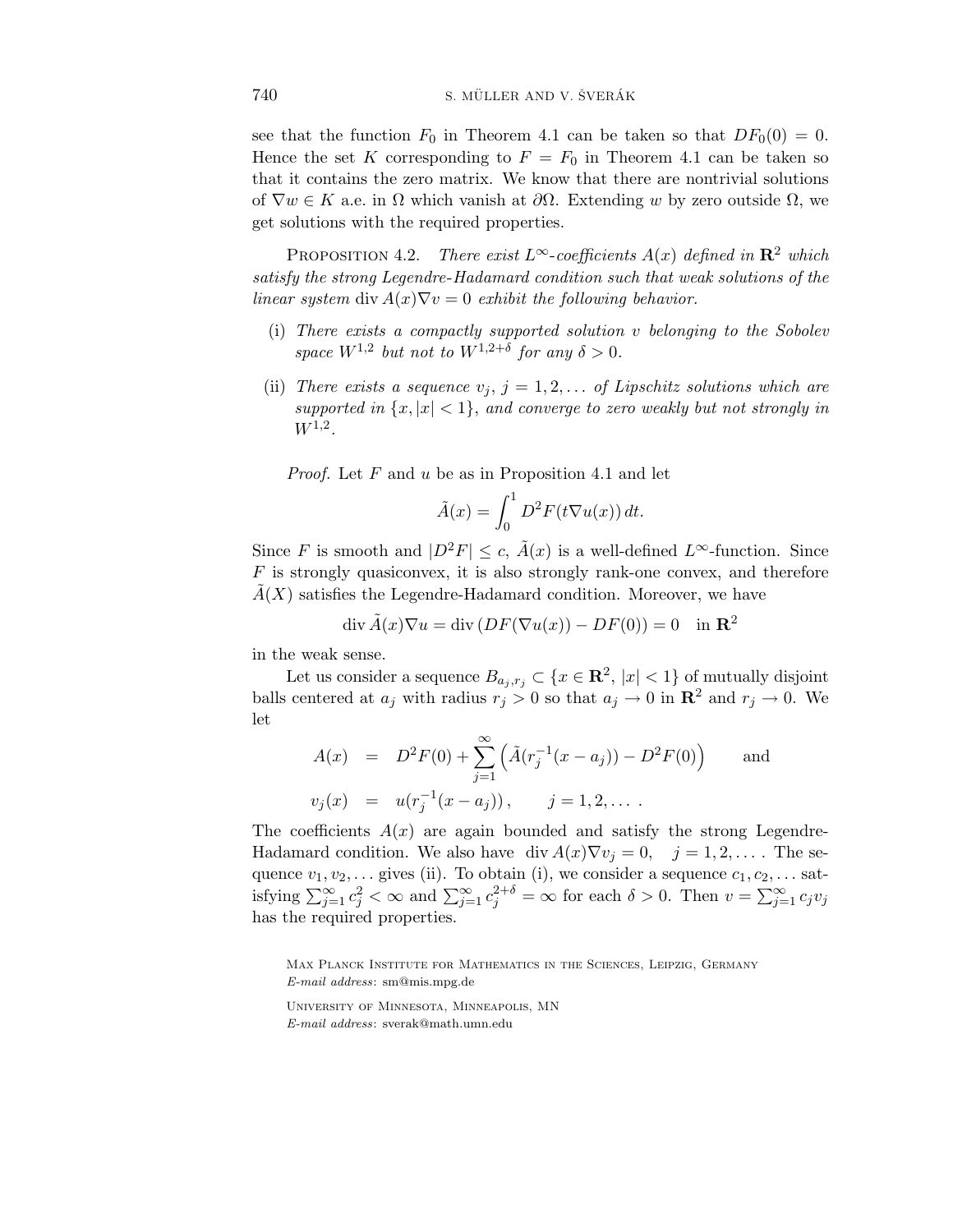see that the function $F_0$ in Theorem 4.1 can be taken so that $DF_0(0) = 0$. Hence the set $K$ corresponding to $F = F_0$ in Theorem 4.1 can be taken so that it contains the zero matrix. We know that there are nontrivial solutions of $\nabla w \in K$ a.e. in $\Omega$ which vanish at $\partial\Omega$. Extending $w$ by zero outside $\Omega$, we get solutions with the required properties.

Proposition 4.2. *There exist $L^\infty$-coefficients $A(x)$ defined in $\mathbf{R}^2$ which satisfy the strong Legendre-Hadamard condition such that weak solutions of the linear system $\operatorname{div} A(x)\nabla v = 0$ exhibit the following behavior.*

(i) *There exists a compactly supported solution $v$ belonging to the Sobolev space $W^{1,2}$ but not to $W^{1,2+\delta}$ for any $\delta > 0$.*

(ii) *There exists a sequence $v_j$, $j = 1, 2, \ldots$ of Lipschitz solutions which are supported in $\{x, |x| < 1\}$, and converge to zero weakly but not strongly in $W^{1,2}$.*

*Proof.* Let $F$ and $u$ be as in Proposition 4.1 and let

$$\tilde{A}(x) = \int_0^1 D^2F(t\nabla u(x))\,dt.$$

Since $F$ is smooth and $|D^2F| \le c$, $\tilde{A}(x)$ is a well-defined $L^\infty$-function. Since $F$ is strongly quasiconvex, it is also strongly rank-one convex, and therefore $\tilde{A}(X)$ satisfies the Legendre-Hadamard condition. Moreover, we have

$$\operatorname{div} \tilde{A}(x)\nabla u = \operatorname{div}\left(DF(\nabla u(x)) - DF(0)\right) = 0 \quad \text{in } \mathbf{R}^2$$

in the weak sense.

Let us consider a sequence $B_{a_j,r_j} \subset \{x \in \mathbf{R}^2, |x| < 1\}$ of mutually disjoint balls centered at $a_j$ with radius $r_j > 0$ so that $a_j \to 0$ in $\mathbf{R}^2$ and $r_j \to 0$. We let

$$\begin{aligned} A(x) &= D^2F(0) + \sum_{j=1}^{\infty}\left(\tilde{A}(r_j^{-1}(x - a_j)) - D^2F(0)\right) \qquad \text{and} \\ v_j(x) &= u(r_j^{-1}(x - a_j))\,, \qquad j = 1, 2, \ldots\,. \end{aligned}$$

The coefficients $A(x)$ are again bounded and satisfy the strong Legendre-Hadamard condition. We also have $\operatorname{div} A(x)\nabla v_j = 0$, $j = 1, 2, \ldots$ . The sequence $v_1, v_2, \ldots$ gives (ii). To obtain (i), we consider a sequence $c_1, c_2, \ldots$ satisfying $\sum_{j=1}^{\infty} c_j^2 < \infty$ and $\sum_{j=1}^{\infty} c_j^{2+\delta} = \infty$ for each $\delta > 0$. Then $v = \sum_{j=1}^{\infty} c_j v_j$ has the required properties.

Max Planck Institute for Mathematics in the Sciences, Leipzig, Germany
*E-mail address*: sm@mis.mpg.de

University of Minnesota, Minneapolis, MN
*E-mail address*: sverak@math.umn.edu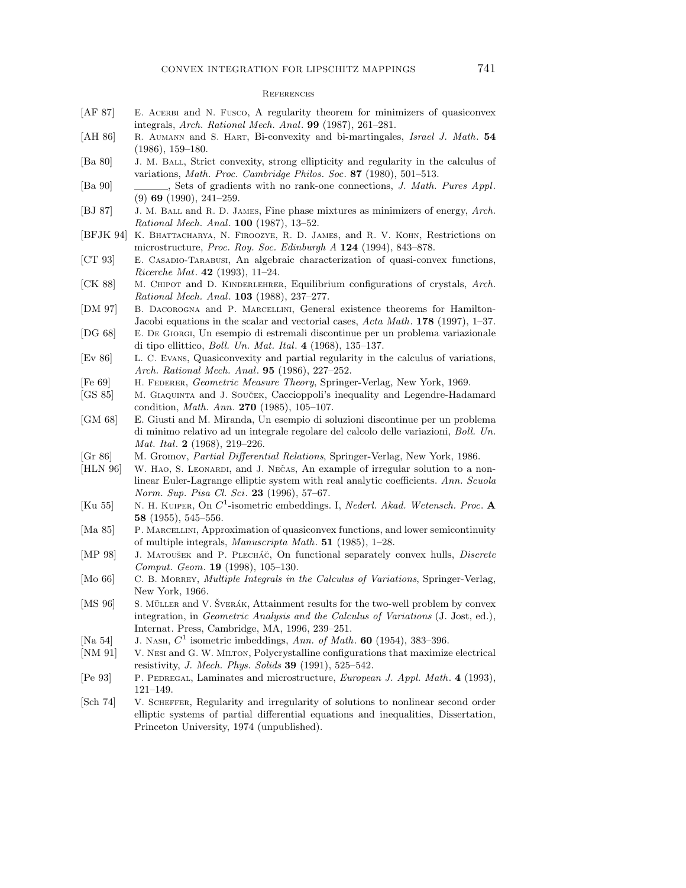## References

[AF 87] E. Acerbi and N. Fusco, A regularity theorem for minimizers of quasiconvex integrals, *Arch. Rational Mech. Anal*. **99** (1987), 261–281.

[AH 86] R. Aumann and S. Hart, Bi-convexity and bi-martingales, *Israel J. Math*. **54** (1986), 159–180.

[Ba 80] J. M. Ball, Strict convexity, strong ellipticity and regularity in the calculus of variations, *Math. Proc. Cambridge Philos. Soc*. **87** (1980), 501–513.

[Ba 90] ______, Sets of gradients with no rank-one connections, *J. Math. Pures Appl*. (9) **69** (1990), 241–259.

[BJ 87] J. M. Ball and R. D. James, Fine phase mixtures as minimizers of energy, *Arch. Rational Mech. Anal*. **100** (1987), 13–52.

[BFJK 94] K. Bhattacharya, N. Firoozye, R. D. James, and R. V. Kohn, Restrictions on microstructure, *Proc. Roy. Soc. Edinburgh A* **124** (1994), 843–878.

[CT 93] E. Casadio-Tarabusi, An algebraic characterization of quasi-convex functions, *Ricerche Mat*. **42** (1993), 11–24.

[CK 88] M. Chipot and D. Kinderlehrer, Equilibrium configurations of crystals, *Arch. Rational Mech. Anal*. **103** (1988), 237–277.

[DM 97] B. Dacorogna and P. Marcellini, General existence theorems for Hamilton-Jacobi equations in the scalar and vectorial cases, *Acta Math*. **178** (1997), 1–37.

[DG 68] E. De Giorgi, Un esempio di estremali discontinue per un problema variazionale di tipo ellittico, *Boll. Un. Mat. Ital*. **4** (1968), 135–137.

[Ev 86] L. C. Evans, Quasiconvexity and partial regularity in the calculus of variations, *Arch. Rational Mech. Anal*. **95** (1986), 227–252.

[Fe 69] H. Federer, *Geometric Measure Theory*, Springer-Verlag, New York, 1969.

[GS 85] M. Giaquinta and J. Souček, Caccioppoli's inequality and Legendre-Hadamard condition, *Math. Ann*. **270** (1985), 105–107.

[GM 68] E. Giusti and M. Miranda, Un esempio di soluzioni discontinue per un problema di minimo relativo ad un integrale regolare del calcolo delle variazioni, *Boll. Un. Mat. Ital*. **2** (1968), 219–226.

[Gr 86] M. Gromov, *Partial Differential Relations*, Springer-Verlag, New York, 1986.

[HLN 96] W. Hao, S. Leonardi, and J. Nečas, An example of irregular solution to a nonlinear Euler-Lagrange elliptic system with real analytic coefficients. *Ann. Scuola Norm. Sup. Pisa Cl. Sci*. **23** (1996), 57–67.

[Ku 55] N. H. Kuiper, On $C^1$-isometric embeddings. I, *Nederl. Akad. Wetensch. Proc*. **A 58** (1955), 545–556.

[Ma 85] P. Marcellini, Approximation of quasiconvex functions, and lower semicontinuity of multiple integrals, *Manuscripta Math*. **51** (1985), 1–28.

[MP 98] J. Matoušek and P. Plecháč, On functional separately convex hulls, *Discrete Comput. Geom*. **19** (1998), 105–130.

[Mo 66] C. B. Morrey, *Multiple Integrals in the Calculus of Variations*, Springer-Verlag, New York, 1966.

[MS 96] S. Müller and V. Šverák, Attainment results for the two-well problem by convex integration, in *Geometric Analysis and the Calculus of Variations* (J. Jost, ed.), Internat. Press, Cambridge, MA, 1996, 239–251.

[Na 54] J. Nash, $C^1$ isometric imbeddings, *Ann. of Math*. **60** (1954), 383–396.

[NM 91] V. Nesi and G. W. Milton, Polycrystalline configurations that maximize electrical resistivity, *J. Mech. Phys. Solids* **39** (1991), 525–542.

[Pe 93] P. Pedregal, Laminates and microstructure, *European J. Appl. Math*. **4** (1993), 121–149.

[Sch 74] V. Scheffer, Regularity and irregularity of solutions to nonlinear second order elliptic systems of partial differential equations and inequalities, Dissertation, Princeton University, 1974 (unpublished).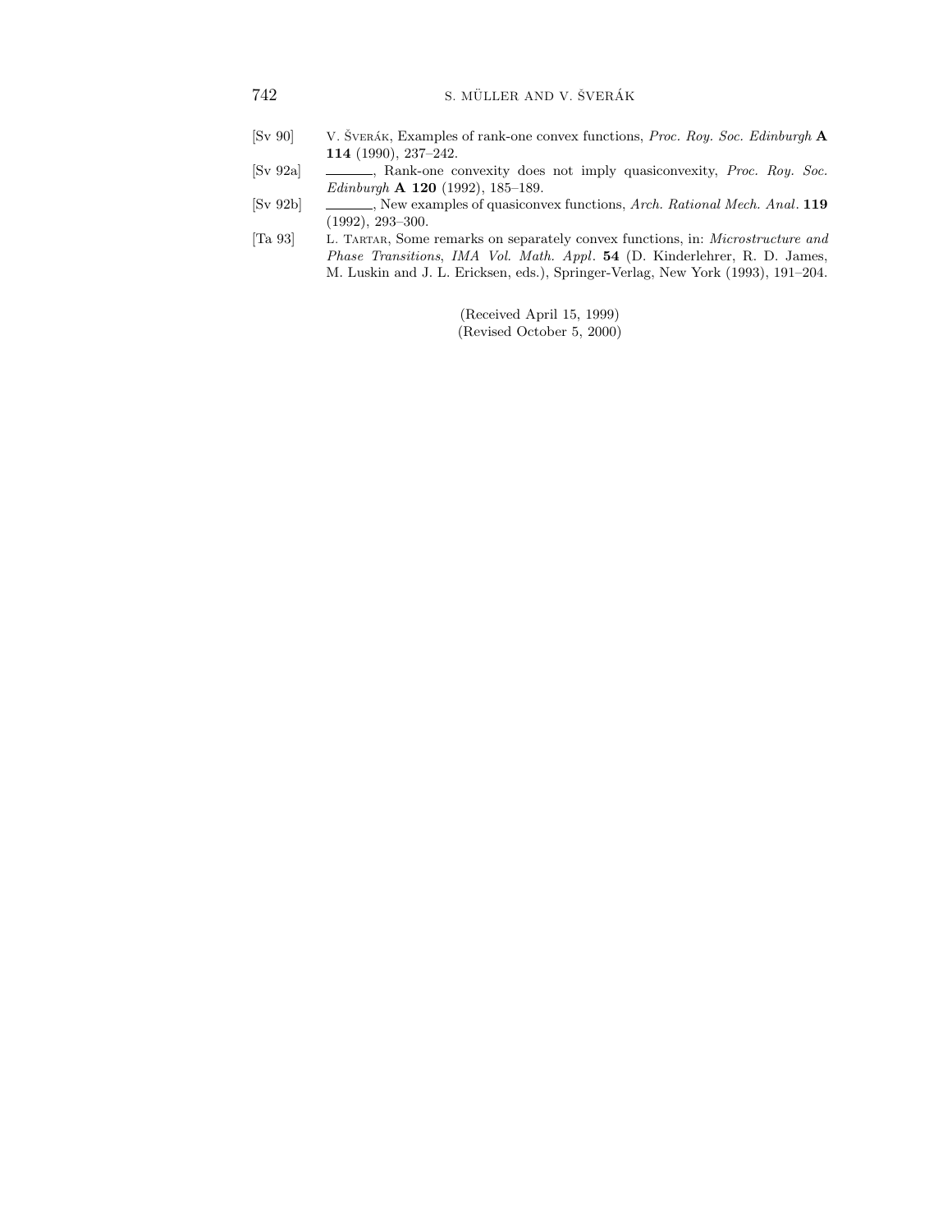[Sv 90] V. Šverák, Examples of rank-one convex functions, *Proc. Roy. Soc. Edinburgh* **A 114** (1990), 237–242.

[Sv 92a] ———, Rank-one convexity does not imply quasiconvexity, *Proc. Roy. Soc. Edinburgh* **A 120** (1992), 185–189.

[Sv 92b] ———, New examples of quasiconvex functions, *Arch. Rational Mech. Anal*. **119** (1992), 293–300.

[Ta 93] L. Tartar, Some remarks on separately convex functions, in: *Microstructure and Phase Transitions*, *IMA Vol. Math. Appl*. **54** (D. Kinderlehrer, R. D. James, M. Luskin and J. L. Ericksen, eds.), Springer-Verlag, New York (1993), 191–204.

(Received April 15, 1999)
(Revised October 5, 2000)